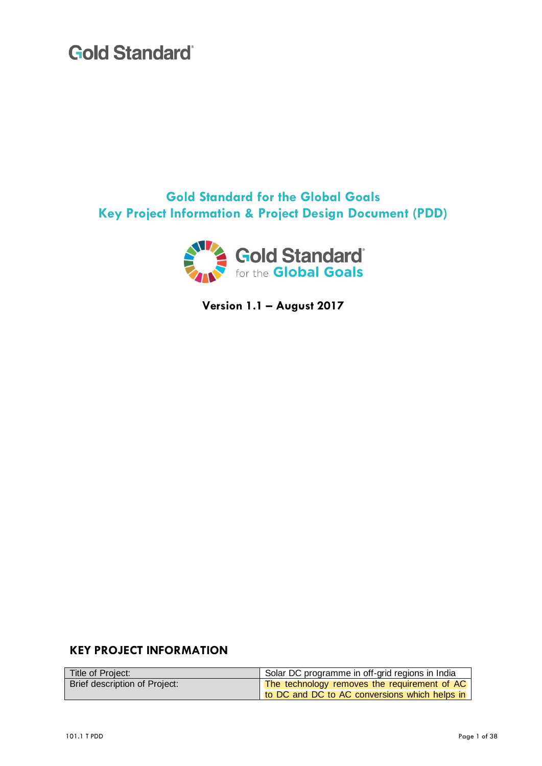Gold Standard

# Gold Standard for the Global Goals
# Key Project Information & Project Design Document (PDD)

Gold Standard for the Global Goals

**Version 1.1 – August 2017**

## KEY PROJECT INFORMATION

| Title of Project: | Solar DC programme in off-grid regions in India |
|---|---|
| Brief description of Project: | The technology removes the requirement of AC to DC and DC to AC conversions which helps in |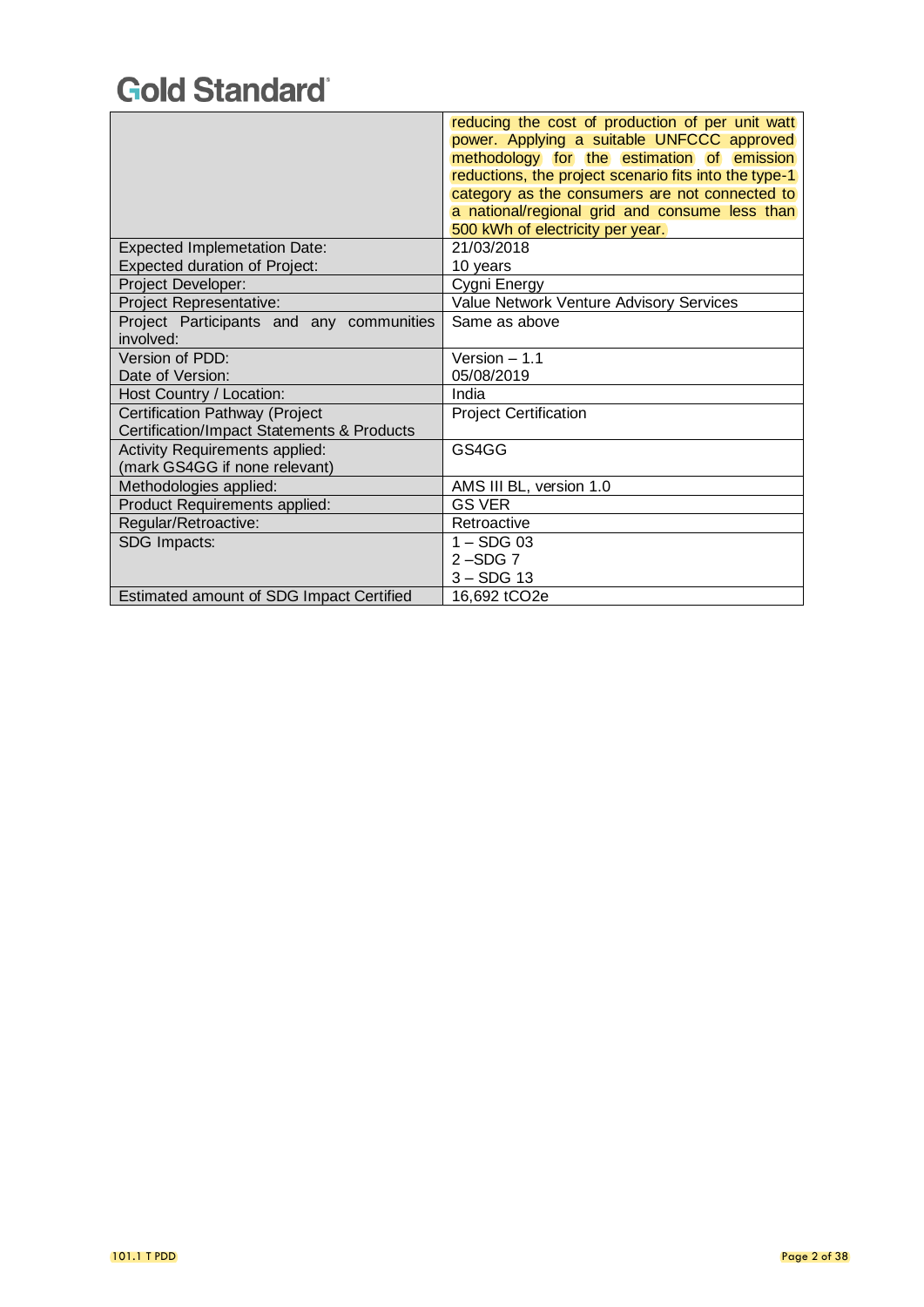| | |
|---|---|
| | reducing the cost of production of per unit watt power. Applying a suitable UNFCCC approved methodology for the estimation of emission reductions, the project scenario fits into the type-1 category as the consumers are not connected to a national/regional grid and consume less than 500 kWh of electricity per year. |
| Expected Implemetation Date:<br>Expected duration of Project: | 21/03/2018<br>10 years |
| Project Developer: | Cygni Energy |
| Project Representative: | Value Network Venture Advisory Services |
| Project Participants and any communities involved: | Same as above |
| Version of PDD:<br>Date of Version: | Version – 1.1<br>05/08/2019 |
| Host Country / Location: | India |
| Certification Pathway (Project Certification/Impact Statements & Products | Project Certification |
| Activity Requirements applied:<br>(mark GS4GG if none relevant) | GS4GG |
| Methodologies applied: | AMS III BL, version 1.0 |
| Product Requirements applied: | GS VER |
| Regular/Retroactive: | Retroactive |
| SDG Impacts: | 1 – SDG 03<br>2 –SDG 7<br>3 – SDG 13 |
| Estimated amount of SDG Impact Certified | 16,692 tCO2e |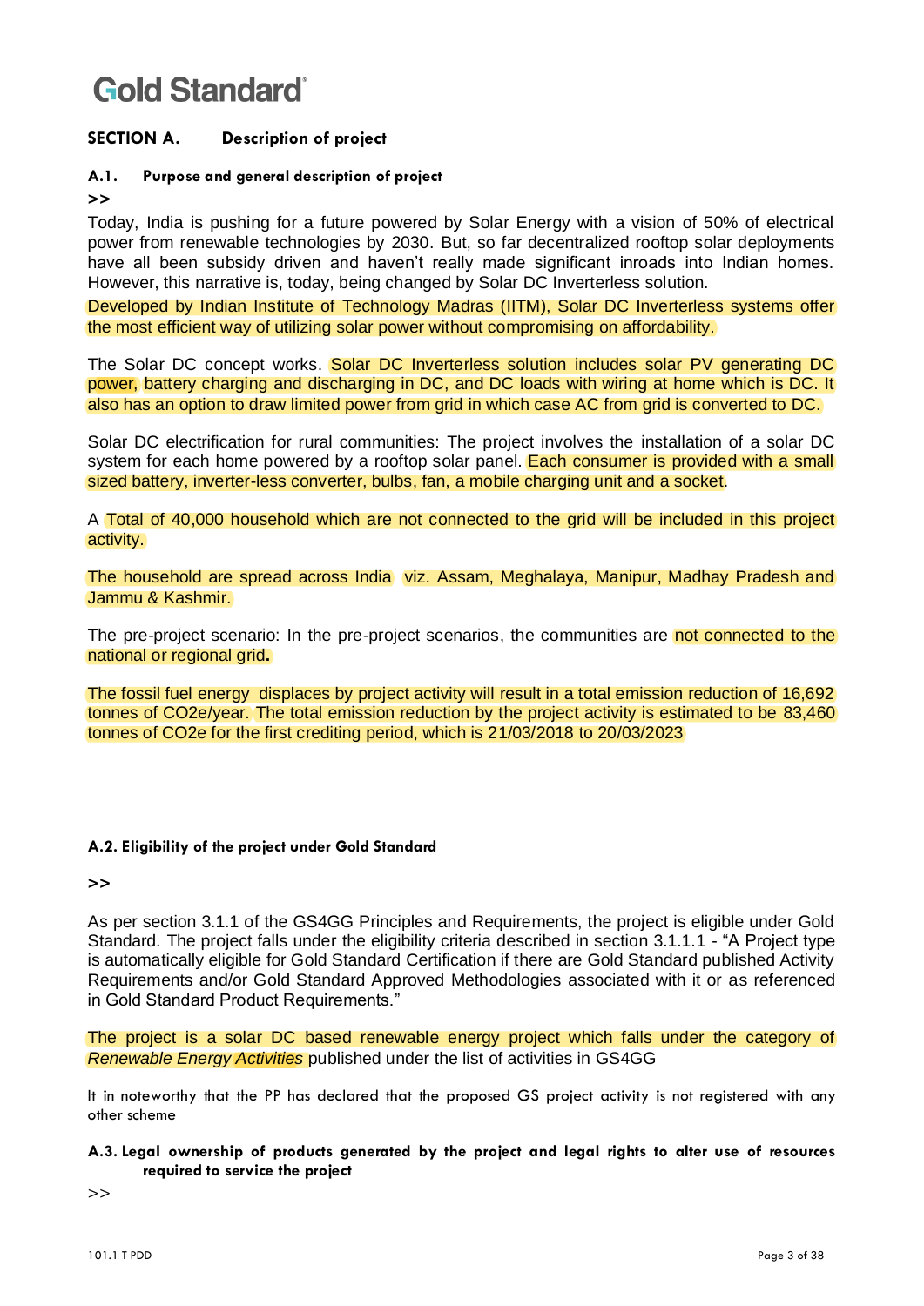## SECTION A. Description of project

### A.1. Purpose and general description of project

>>

Today, India is pushing for a future powered by Solar Energy with a vision of 50% of electrical power from renewable technologies by 2030. But, so far decentralized rooftop solar deployments have all been subsidy driven and haven't really made significant inroads into Indian homes. However, this narrative is, today, being changed by Solar DC Inverterless solution.

Developed by Indian Institute of Technology Madras (IITM), Solar DC Inverterless systems offer the most efficient way of utilizing solar power without compromising on affordability.

The Solar DC concept works. Solar DC Inverterless solution includes solar PV generating DC power, battery charging and discharging in DC, and DC loads with wiring at home which is DC. It also has an option to draw limited power from grid in which case AC from grid is converted to DC.

Solar DC electrification for rural communities: The project involves the installation of a solar DC system for each home powered by a rooftop solar panel. Each consumer is provided with a small sized battery, inverter-less converter, bulbs, fan, a mobile charging unit and a socket.

A Total of 40,000 household which are not connected to the grid will be included in this project activity.

The household are spread across India viz. Assam, Meghalaya, Manipur, Madhay Pradesh and Jammu & Kashmir.

The pre-project scenario: In the pre-project scenarios, the communities are not connected to the national or regional grid**.**

The fossil fuel energy displaces by project activity will result in a total emission reduction of 16,692 tonnes of CO2e/year. The total emission reduction by the project activity is estimated to be 83,460 tonnes of CO2e for the first crediting period, which is 21/03/2018 to 20/03/2023

### A.2. Eligibility of the project under Gold Standard

>>

As per section 3.1.1 of the GS4GG Principles and Requirements, the project is eligible under Gold Standard. The project falls under the eligibility criteria described in section 3.1.1.1 - "A Project type is automatically eligible for Gold Standard Certification if there are Gold Standard published Activity Requirements and/or Gold Standard Approved Methodologies associated with it or as referenced in Gold Standard Product Requirements."

The project is a solar DC based renewable energy project which falls under the category of *Renewable Energy Activities* published under the list of activities in GS4GG

It in noteworthy that the PP has declared that the proposed GS project activity is not registered with any other scheme

### A.3. Legal ownership of products generated by the project and legal rights to alter use of resources required to service the project

>>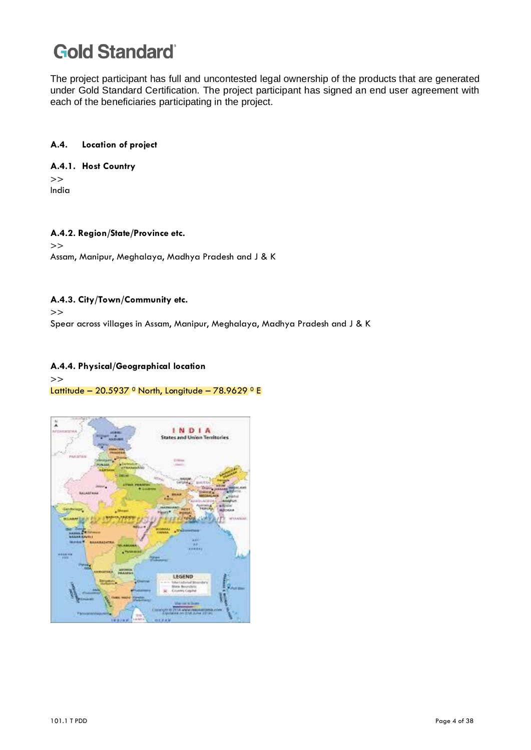The project participant has full and uncontested legal ownership of the products that are generated under Gold Standard Certification. The project participant has signed an end user agreement with each of the beneficiaries participating in the project.

### A.4. Location of project

#### A.4.1. Host Country

>>
India

#### A.4.2. Region/State/Province etc.

>>
Assam, Manipur, Meghalaya, Madhya Pradesh and J & K

#### A.4.3. City/Town/Community etc.

>>
Spear across villages in Assam, Manipur, Meghalaya, Madhya Pradesh and J & K

#### A.4.4. Physical/Geographical location

>>
Lattitude – 20.5937 ⁰ North, Longitude – 78.9629 ⁰ E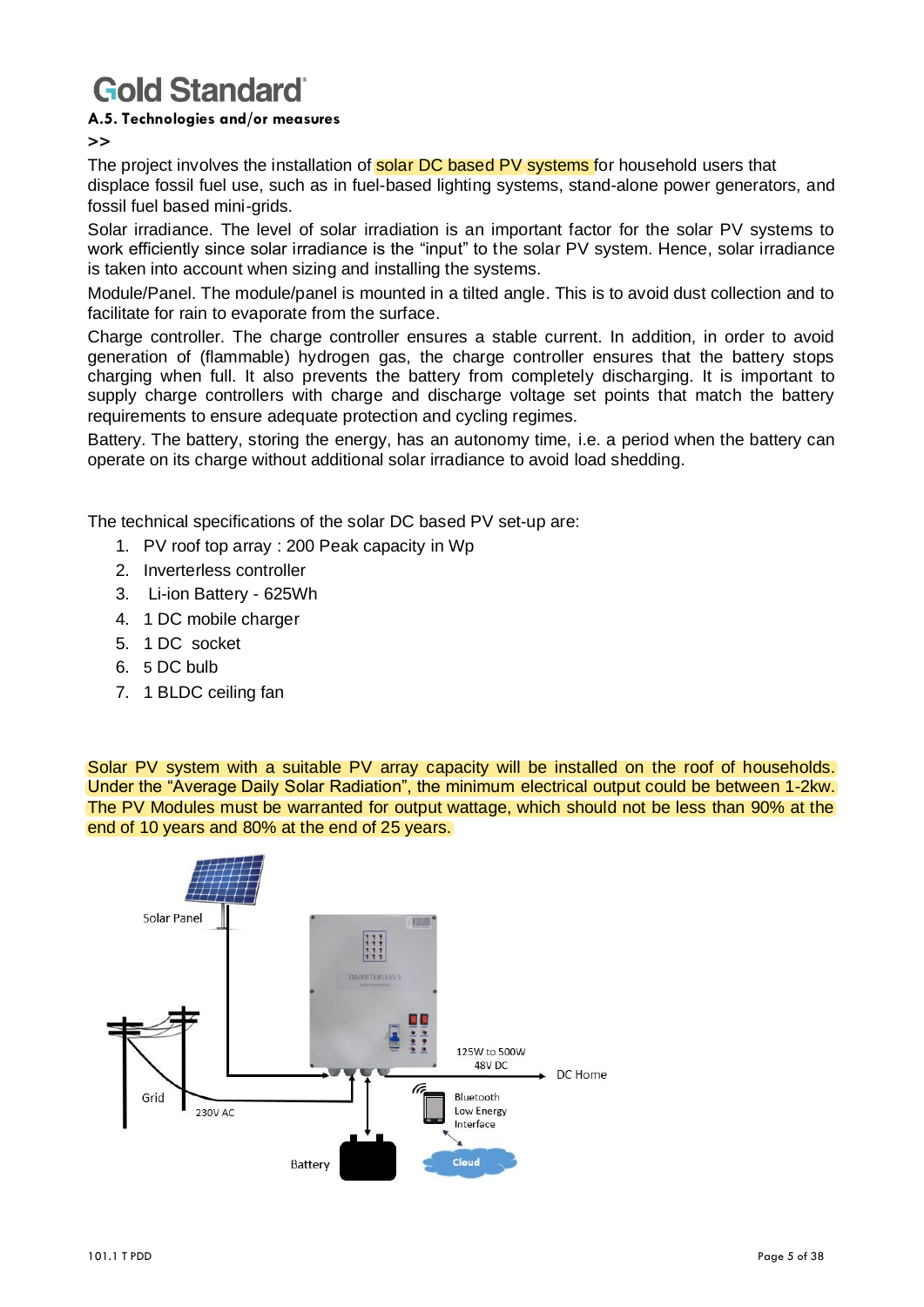### A.5. Technologies and/or measures

>>

The project involves the installation of solar DC based PV systems for household users that displace fossil fuel use, such as in fuel-based lighting systems, stand-alone power generators, and fossil fuel based mini-grids.

Solar irradiance. The level of solar irradiation is an important factor for the solar PV systems to work efficiently since solar irradiance is the "input" to the solar PV system. Hence, solar irradiance is taken into account when sizing and installing the systems.

Module/Panel. The module/panel is mounted in a tilted angle. This is to avoid dust collection and to facilitate for rain to evaporate from the surface.

Charge controller. The charge controller ensures a stable current. In addition, in order to avoid generation of (flammable) hydrogen gas, the charge controller ensures that the battery stops charging when full. It also prevents the battery from completely discharging. It is important to supply charge controllers with charge and discharge voltage set points that match the battery requirements to ensure adequate protection and cycling regimes.

Battery. The battery, storing the energy, has an autonomy time, i.e. a period when the battery can operate on its charge without additional solar irradiance to avoid load shedding.

The technical specifications of the solar DC based PV set-up are:

1. PV roof top array : 200 Peak capacity in Wp
2. Inverterless controller
3. Li-ion Battery - 625Wh
4. 1 DC mobile charger
5. 1 DC socket
6. 5 DC bulb
7. 1 BLDC ceiling fan

Solar PV system with a suitable PV array capacity will be installed on the roof of households. Under the "Average Daily Solar Radiation", the minimum electrical output could be between 1-2kw. The PV Modules must be warranted for output wattage, which should not be less than 90% at the end of 10 years and 80% at the end of 25 years.

Solar Panel

Grid

230V AC

125W to 500W
48V DC

DC Home

Bluetooth
Low Energy
Interface

Battery

Cloud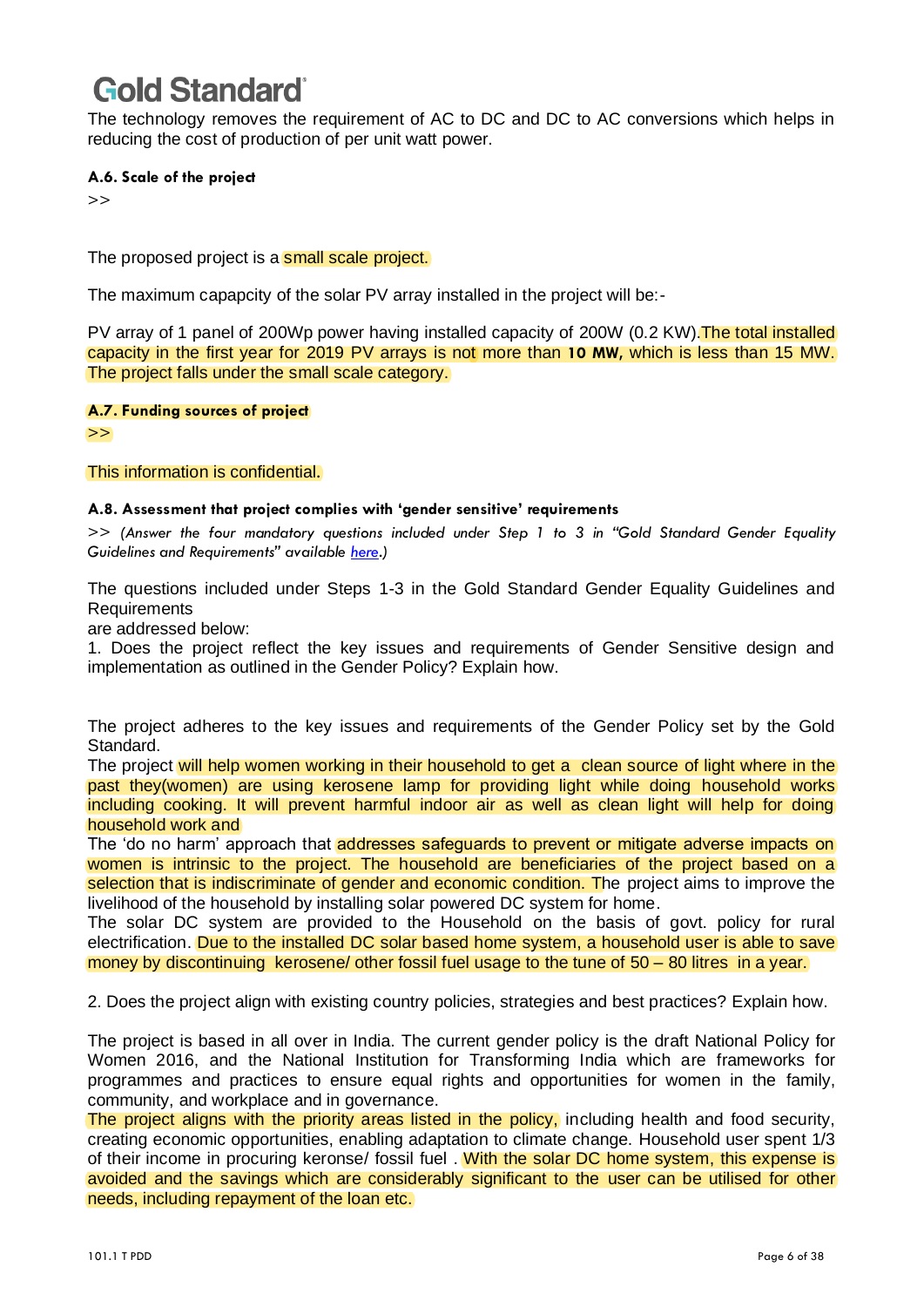The technology removes the requirement of AC to DC and DC to AC conversions which helps in reducing the cost of production of per unit watt power.

#### A.6. Scale of the project

>>

The proposed project is a small scale project.

The maximum capapcity of the solar PV array installed in the project will be:-

PV array of 1 panel of 200Wp power having installed capacity of 200W (0.2 KW).The total installed capacity in the first year for 2019 PV arrays is not more than **10 MW,** which is less than 15 MW. The project falls under the small scale category.

#### A.7. Funding sources of project

>>

This information is confidential.

#### A.8. Assessment that project complies with 'gender sensitive' requirements

>> *(Answer the four mandatory questions included under Step 1 to 3 in "Gold Standard Gender Equality Guidelines and Requirements" available here.)*

The questions included under Steps 1-3 in the Gold Standard Gender Equality Guidelines and Requirements
are addressed below:

1. Does the project reflect the key issues and requirements of Gender Sensitive design and implementation as outlined in the Gender Policy? Explain how.

The project adheres to the key issues and requirements of the Gender Policy set by the Gold Standard.
The project will help women working in their household to get a clean source of light where in the past they(women) are using kerosene lamp for providing light while doing household works including cooking. It will prevent harmful indoor air as well as clean light will help for doing household work and
The 'do no harm' approach that addresses safeguards to prevent or mitigate adverse impacts on women is intrinsic to the project. The household are beneficiaries of the project based on a selection that is indiscriminate of gender and economic condition. The project aims to improve the livelihood of the household by installing solar powered DC system for home.
The solar DC system are provided to the Household on the basis of govt. policy for rural electrification. Due to the installed DC solar based home system, a household user is able to save money by discontinuing kerosene/ other fossil fuel usage to the tune of 50 – 80 litres in a year.

2. Does the project align with existing country policies, strategies and best practices? Explain how.

The project is based in all over in India. The current gender policy is the draft National Policy for Women 2016, and the National Institution for Transforming India which are frameworks for programmes and practices to ensure equal rights and opportunities for women in the family, community, and workplace and in governance.
The project aligns with the priority areas listed in the policy, including health and food security, creating economic opportunities, enabling adaptation to climate change. Household user spent 1/3 of their income in procuring keronse/ fossil fuel . With the solar DC home system, this expense is avoided and the savings which are considerably significant to the user can be utilised for other needs, including repayment of the loan etc.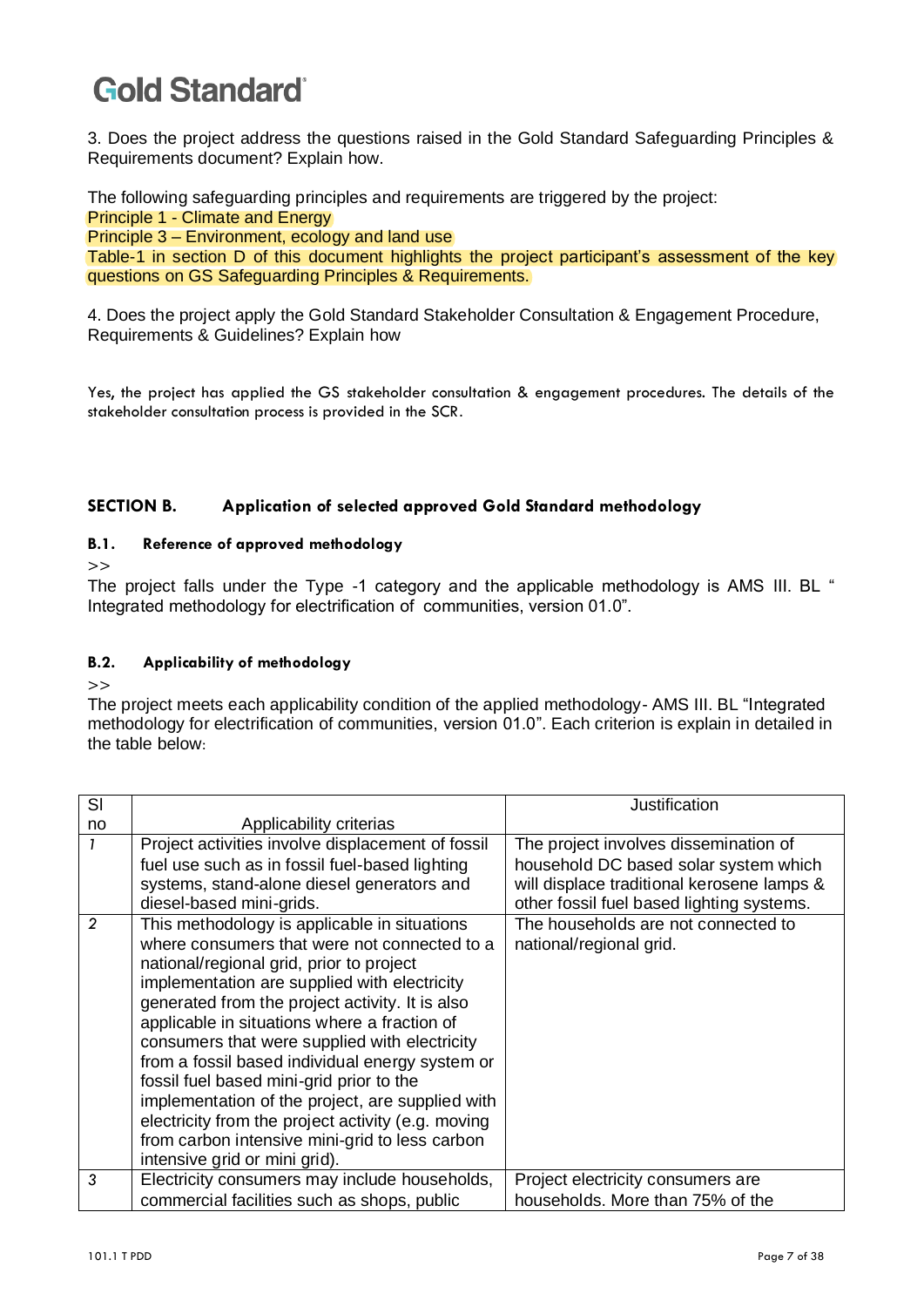3. Does the project address the questions raised in the Gold Standard Safeguarding Principles & Requirements document? Explain how.

The following safeguarding principles and requirements are triggered by the project:
Principle 1 - Climate and Energy
Principle 3 – Environment, ecology and land use
Table-1 in section D of this document highlights the project participant's assessment of the key questions on GS Safeguarding Principles & Requirements.

4. Does the project apply the Gold Standard Stakeholder Consultation & Engagement Procedure, Requirements & Guidelines? Explain how

Yes, the project has applied the GS stakeholder consultation & engagement procedures. The details of the stakeholder consultation process is provided in the SCR.

## SECTION B. Application of selected approved Gold Standard methodology

### B.1. Reference of approved methodology

>>
The project falls under the Type -1 category and the applicable methodology is AMS III. BL " Integrated methodology for electrification of communities, version 01.0".

### B.2. Applicability of methodology

>>
The project meets each applicability condition of the applied methodology- AMS III. BL "Integrated methodology for electrification of communities, version 01.0". Each criterion is explain in detailed in the table below:

| Sl no | Applicability criterias | Justification |
|---|---|---|
| *1* | Project activities involve displacement of fossil fuel use such as in fossil fuel-based lighting systems, stand-alone diesel generators and diesel-based mini-grids. | The project involves dissemination of household DC based solar system which will displace traditional kerosene lamps & other fossil fuel based lighting systems. |
| *2* | This methodology is applicable in situations where consumers that were not connected to a national/regional grid, prior to project implementation are supplied with electricity generated from the project activity. It is also applicable in situations where a fraction of consumers that were supplied with electricity from a fossil based individual energy system or fossil fuel based mini-grid prior to the implementation of the project, are supplied with electricity from the project activity (e.g. moving from carbon intensive mini-grid to less carbon intensive grid or mini grid). | The households are not connected to national/regional grid. |
| *3* | Electricity consumers may include households, commercial facilities such as shops, public | Project electricity consumers are households. More than 75% of the |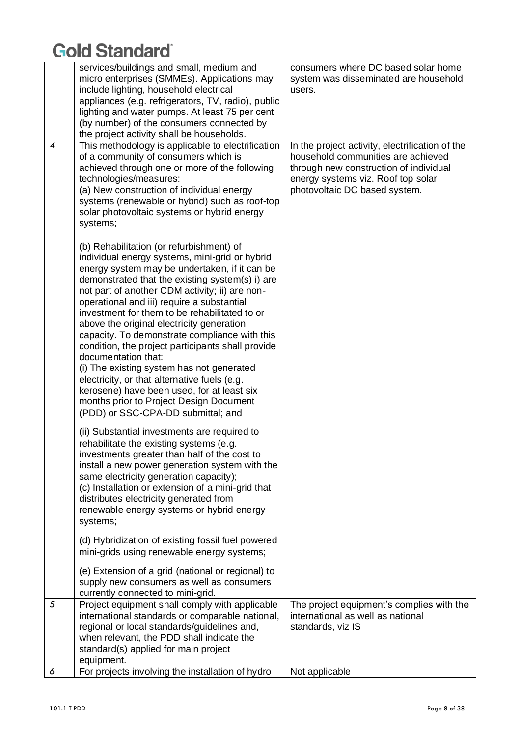|  | services/buildings and small, medium and micro enterprises (SMMEs). Applications may include lighting, household electrical appliances (e.g. refrigerators, TV, radio), public lighting and water pumps. At least 75 per cent (by number) of the consumers connected by the project activity shall be households. | consumers where DC based solar home system was disseminated are household users. |
|---|---|---|
| 4 | This methodology is applicable to electrification of a community of consumers which is achieved through one or more of the following technologies/measures:<br>(a) New construction of individual energy systems (renewable or hybrid) such as roof-top solar photovoltaic systems or hybrid energy systems;<br><br>(b) Rehabilitation (or refurbishment) of individual energy systems, mini-grid or hybrid energy system may be undertaken, if it can be demonstrated that the existing system(s) i) are not part of another CDM activity; ii) are non-operational and iii) require a substantial investment for them to be rehabilitated to or above the original electricity generation capacity. To demonstrate compliance with this condition, the project participants shall provide documentation that:<br>(i) The existing system has not generated electricity, or that alternative fuels (e.g. kerosene) have been used, for at least six months prior to Project Design Document (PDD) or SSC-CPA-DD submittal; and<br><br>(ii) Substantial investments are required to rehabilitate the existing systems (e.g. investments greater than half of the cost to install a new power generation system with the same electricity generation capacity);<br>(c) Installation or extension of a mini-grid that distributes electricity generated from renewable energy systems or hybrid energy systems;<br><br>(d) Hybridization of existing fossil fuel powered mini-grids using renewable energy systems;<br><br>(e) Extension of a grid (national or regional) to supply new consumers as well as consumers currently connected to mini-grid. | In the project activity, electrification of the household communities are achieved through new construction of individual energy systems viz. Roof top solar photovoltaic DC based system. |
| 5 | Project equipment shall comply with applicable international standards or comparable national, regional or local standards/guidelines and, when relevant, the PDD shall indicate the standard(s) applied for main project equipment. | The project equipment's complies with the international as well as national standards, viz IS |
| 6 | For projects involving the installation of hydro | Not applicable |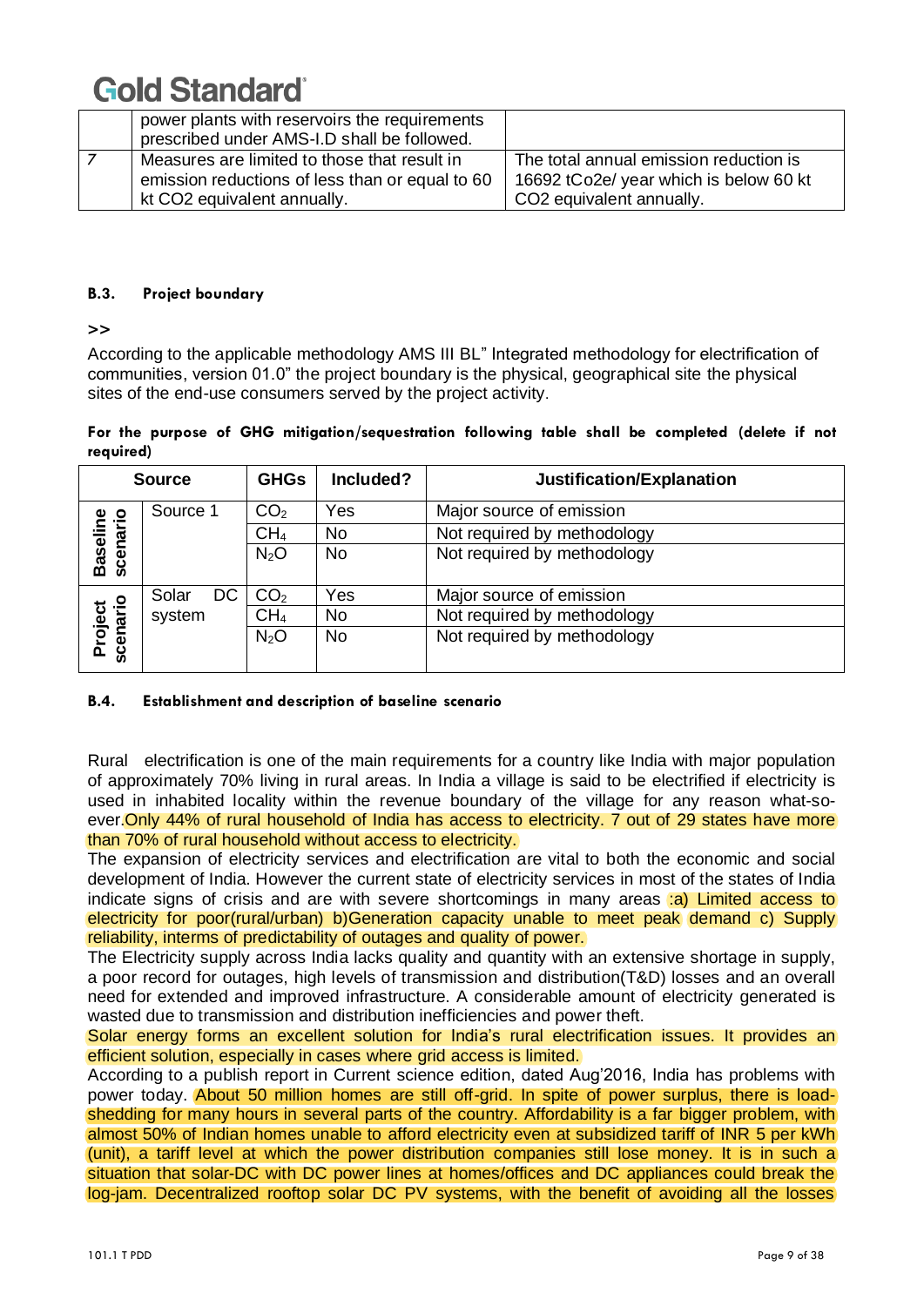|   | power plants with reservoirs the requirements prescribed under AMS-I.D shall be followed. |   |
|---|---|---|
| 7 | Measures are limited to those that result in emission reductions of less than or equal to 60 kt CO2 equivalent annually. | The total annual emission reduction is 16692 tCo2e/ year which is below 60 kt CO2 equivalent annually. |

### B.3. Project boundary

>>

According to the applicable methodology AMS III BL" Integrated methodology for electrification of communities, version 01.0" the project boundary is the physical, geographical site the physical sites of the end-use consumers served by the project activity.

**For the purpose of GHG mitigation/sequestration following table shall be completed (delete if not required)**

| Source | | GHGs | Included? | Justification/Explanation |
|---|---|---|---|---|
| Baseline scenario | Source 1 | $CO_2$ | Yes | Major source of emission |
| | | $CH_4$ | No | Not required by methodology |
| | | $N_2O$ | No | Not required by methodology |
| Project scenario | Solar DC system | $CO_2$ | Yes | Major source of emission |
| | | $CH_4$ | No | Not required by methodology |
| | | $N_2O$ | No | Not required by methodology |

### B.4. Establishment and description of baseline scenario

Rural electrification is one of the main requirements for a country like India with major population of approximately 70% living in rural areas. In India a village is said to be electrified if electricity is used in inhabited locality within the revenue boundary of the village for any reason what-so-ever.Only 44% of rural household of India has access to electricity. 7 out of 29 states have more than 70% of rural household without access to electricity.

The expansion of electricity services and electrification are vital to both the economic and social development of India. However the current state of electricity services in most of the states of India indicate signs of crisis and are with severe shortcomings in many areas :a) Limited access to electricity for poor(rural/urban) b)Generation capacity unable to meet peak demand c) Supply reliability, interms of predictability of outages and quality of power.

The Electricity supply across India lacks quality and quantity with an extensive shortage in supply, a poor record for outages, high levels of transmission and distribution(T&D) losses and an overall need for extended and improved infrastructure. A considerable amount of electricity generated is wasted due to transmission and distribution inefficiencies and power theft.

Solar energy forms an excellent solution for India's rural electrification issues. It provides an efficient solution, especially in cases where grid access is limited.

According to a publish report in Current science edition, dated Aug'2016, India has problems with power today. About 50 million homes are still off-grid. In spite of power surplus, there is load-shedding for many hours in several parts of the country. Affordability is a far bigger problem, with almost 50% of Indian homes unable to afford electricity even at subsidized tariff of INR 5 per kWh (unit), a tariff level at which the power distribution companies still lose money. It is in such a situation that solar-DC with DC power lines at homes/offices and DC appliances could break the log-jam. Decentralized rooftop solar DC PV systems, with the benefit of avoiding all the losses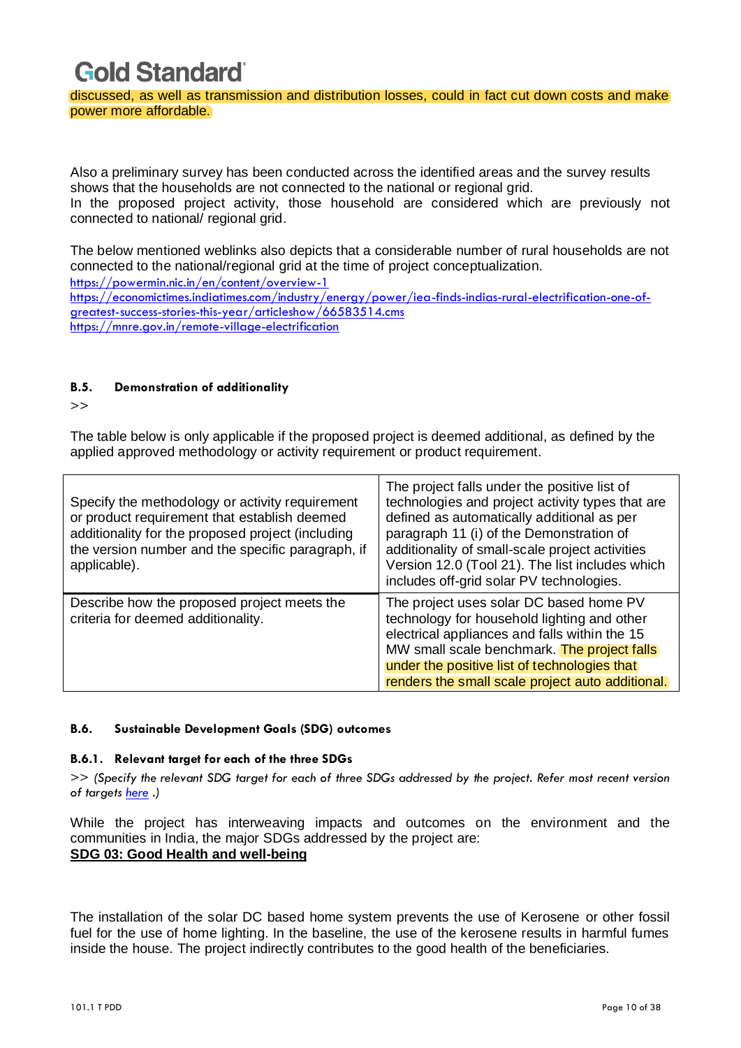discussed, as well as transmission and distribution losses, could in fact cut down costs and make power more affordable.

Also a preliminary survey has been conducted across the identified areas and the survey results shows that the households are not connected to the national or regional grid.
In the proposed project activity, those household are considered which are previously not connected to national/ regional grid.

The below mentioned weblinks also depicts that a considerable number of rural households are not connected to the national/regional grid at the time of project conceptualization.
https://powermin.nic.in/en/content/overview-1
https://economictimes.indiatimes.com/industry/energy/power/iea-finds-indias-rural-electrification-one-of-greatest-success-stories-this-year/articleshow/66583514.cms
https://mnre.gov.in/remote-village-electrification

### B.5. Demonstration of additionality

>>

The table below is only applicable if the proposed project is deemed additional, as defined by the applied approved methodology or activity requirement or product requirement.

| | |
|---|---|
| Specify the methodology or activity requirement or product requirement that establish deemed additionality for the proposed project (including the version number and the specific paragraph, if applicable). | The project falls under the positive list of technologies and project activity types that are defined as automatically additional as per paragraph 11 (i) of the Demonstration of additionality of small-scale project activities Version 12.0 (Tool 21). The list includes which includes off-grid solar PV technologies. |
| Describe how the proposed project meets the criteria for deemed additionality. | The project uses solar DC based home PV technology for household lighting and other electrical appliances and falls within the 15 MW small scale benchmark. The project falls under the positive list of technologies that renders the small scale project auto additional. |

### B.6. Sustainable Development Goals (SDG) outcomes

#### B.6.1. Relevant target for each of the three SDGs

>> *(Specify the relevant SDG target for each of three SDGs addressed by the project. Refer most recent version of targets here .)*

While the project has interweaving impacts and outcomes on the environment and the communities in India, the major SDGs addressed by the project are:

**SDG 03: Good Health and well-being**

The installation of the solar DC based home system prevents the use of Kerosene or other fossil fuel for the use of home lighting. In the baseline, the use of the kerosene results in harmful fumes inside the house. The project indirectly contributes to the good health of the beneficiaries.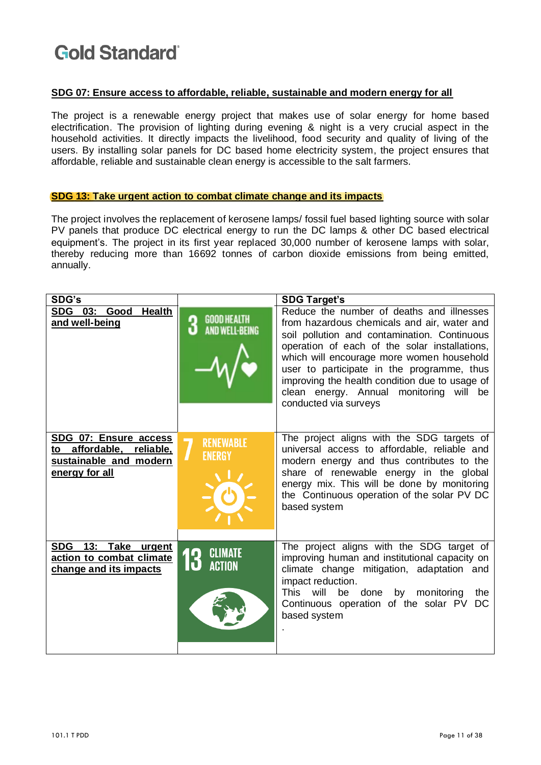**SDG 07: Ensure access to affordable, reliable, sustainable and modern energy for all**

The project is a renewable energy project that makes use of solar energy for home based electrification. The provision of lighting during evening & night is a very crucial aspect in the household activities. It directly impacts the livelihood, food security and quality of living of the users. By installing solar panels for DC based home electricity system, the project ensures that affordable, reliable and sustainable clean energy is accessible to the salt farmers.

**SDG 13: Take urgent action to combat climate change and its impacts**

The project involves the replacement of kerosene lamps/ fossil fuel based lighting source with solar PV panels that produce DC electrical energy to run the DC lamps & other DC based electrical equipment's. The project in its first year replaced 30,000 number of kerosene lamps with solar, thereby reducing more than 16692 tonnes of carbon dioxide emissions from being emitted, annually.

| SDG's | | SDG Target's |
|---|---|---|
| **SDG 03: Good Health and well-being** | 3 GOOD HEALTH AND WELL-BEING | Reduce the number of deaths and illnesses from hazardous chemicals and air, water and soil pollution and contamination. Continuous operation of each of the solar installations, which will encourage more women household user to participate in the programme, thus improving the health condition due to usage of clean energy. Annual monitoring will be conducted via surveys |
| **SDG 07: Ensure access to affordable, reliable, sustainable and modern energy for all** | 7 RENEWABLE ENERGY | The project aligns with the SDG targets of universal access to affordable, reliable and modern energy and thus contributes to the share of renewable energy in the global energy mix. This will be done by monitoring the Continuous operation of the solar PV DC based system |
| **SDG 13: Take urgent action to combat climate change and its impacts** | 13 CLIMATE ACTION | The project aligns with the SDG target of improving human and institutional capacity on climate change mitigation, adaptation and impact reduction. This will be done by monitoring the Continuous operation of the solar PV DC based system . |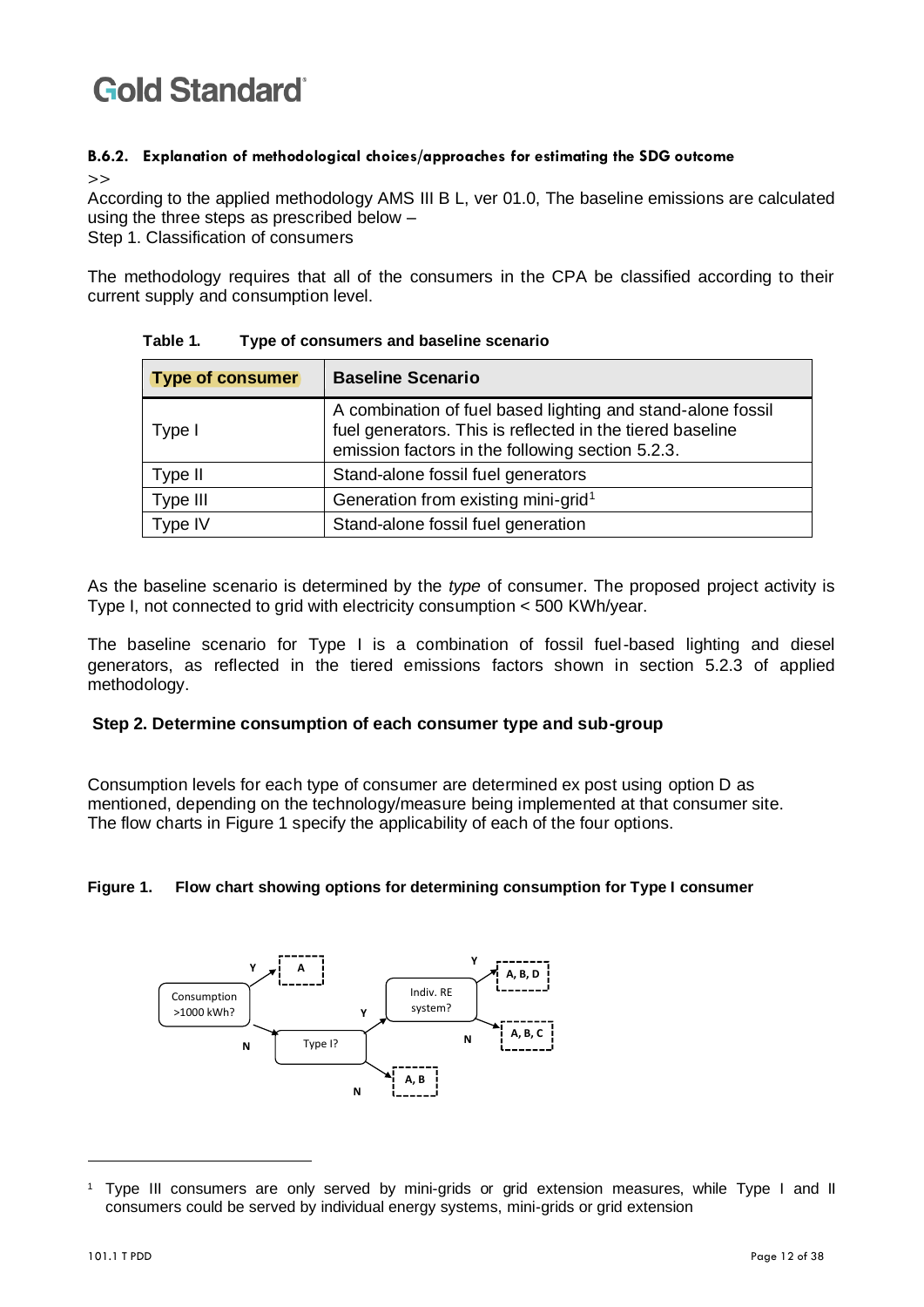### B.6.2. Explanation of methodological choices/approaches for estimating the SDG outcome

>>

According to the applied methodology AMS III B L, ver 01.0, The baseline emissions are calculated using the three steps as prescribed below –

Step 1. Classification of consumers

The methodology requires that all of the consumers in the CPA be classified according to their current supply and consumption level.

**Table 1. Type of consumers and baseline scenario**

| Type of consumer | Baseline Scenario |
|---|---|
| Type I | A combination of fuel based lighting and stand-alone fossil fuel generators. This is reflected in the tiered baseline emission factors in the following section 5.2.3. |
| Type II | Stand-alone fossil fuel generators |
| Type III | Generation from existing mini-grid[1] |
| Type IV | Stand-alone fossil fuel generation |

As the baseline scenario is determined by the *type* of consumer. The proposed project activity is Type I, not connected to grid with electricity consumption < 500 KWh/year.

The baseline scenario for Type I is a combination of fossil fuel-based lighting and diesel generators, as reflected in the tiered emissions factors shown in section 5.2.3 of applied methodology.

**Step 2. Determine consumption of each consumer type and sub-group**

Consumption levels for each type of consumer are determined ex post using option D as mentioned, depending on the technology/measure being implemented at that consumer site. The flow charts in Figure 1 specify the applicability of each of the four options.

**Figure 1. Flow chart showing options for determining consumption for Type I consumer**

Consumption >1000 kWh? — Y → A; N → Type I?
Type I? — Y → Indiv. RE system?; N → A, B
Indiv. RE system? — Y → A, B, D; N → A, B, C

[1] Type III consumers are only served by mini-grids or grid extension measures, while Type I and II consumers could be served by individual energy systems, mini-grids or grid extension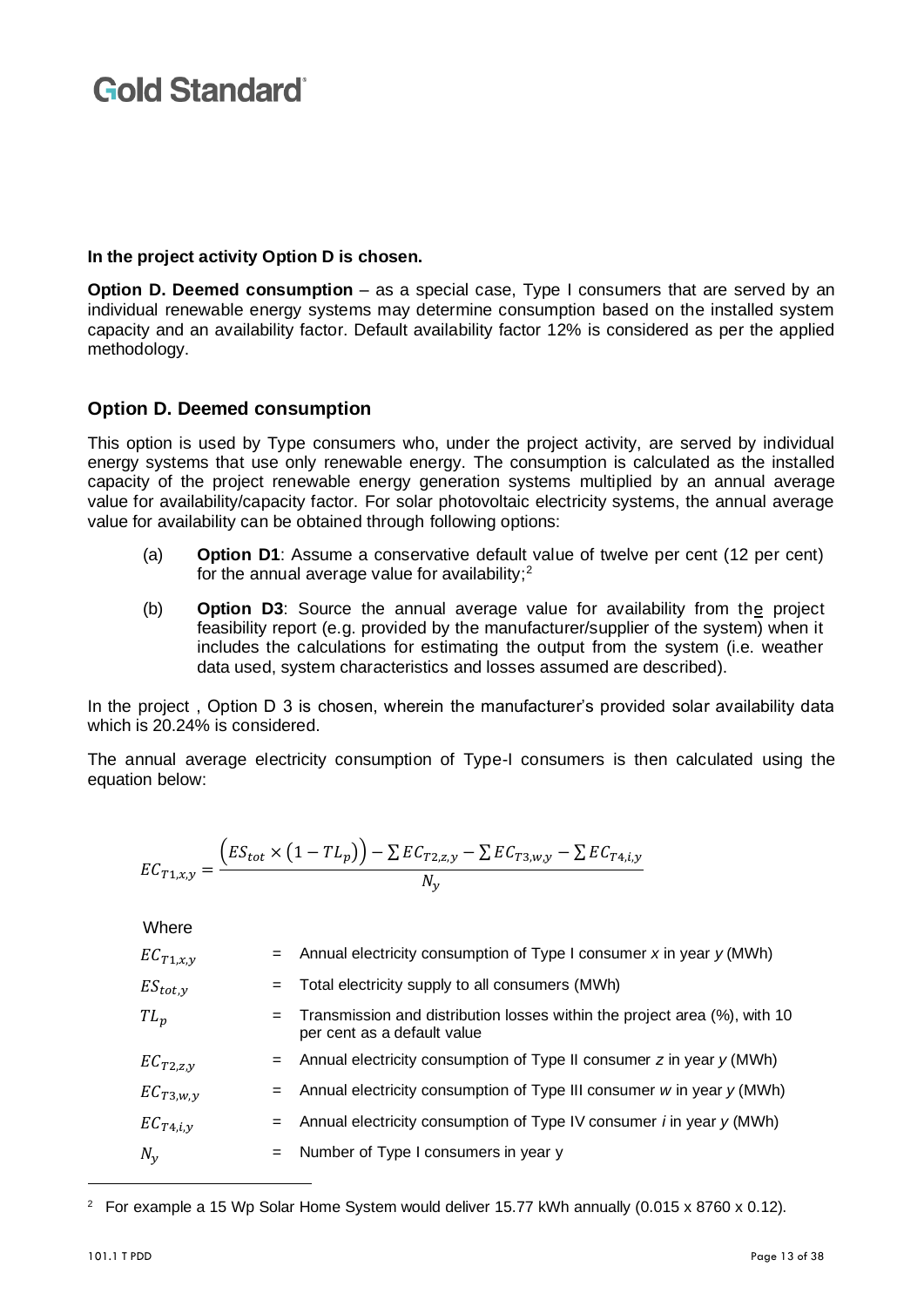**In the project activity Option D is chosen.**

**Option D. Deemed consumption** – as a special case, Type I consumers that are served by an individual renewable energy systems may determine consumption based on the installed system capacity and an availability factor. Default availability factor 12% is considered as per the applied methodology.

### Option D. Deemed consumption

This option is used by Type consumers who, under the project activity, are served by individual energy systems that use only renewable energy. The consumption is calculated as the installed capacity of the project renewable energy generation systems multiplied by an annual average value for availability/capacity factor. For solar photovoltaic electricity systems, the annual average value for availability can be obtained through following options:

(a) **Option D1**: Assume a conservative default value of twelve per cent (12 per cent) for the annual average value for availability;[2]

(b) **Option D3**: Source the annual average value for availability from the project feasibility report (e.g. provided by the manufacturer/supplier of the system) when it includes the calculations for estimating the output from the system (i.e. weather data used, system characteristics and losses assumed are described).

In the project , Option D 3 is chosen, wherein the manufacturer's provided solar availability data which is 20.24% is considered.

The annual average electricity consumption of Type-I consumers is then calculated using the equation below:

$$EC_{T1,x,y} = \frac{\left(ES_{tot} \times \left(1 - TL_p\right)\right) - \sum EC_{T2,z,y} - \sum EC_{T3,w,y} - \sum EC_{T4,i,y}}{N_y}$$

Where

| | | |
|---|---|---|
| $EC_{T1,x,y}$ | = | Annual electricity consumption of Type I consumer *x* in year *y* (MWh) |
| $ES_{tot,y}$ | = | Total electricity supply to all consumers (MWh) |
| $TL_p$ | = | Transmission and distribution losses within the project area (%), with 10 per cent as a default value |
| $EC_{T2,z,y}$ | = | Annual electricity consumption of Type II consumer *z* in year *y* (MWh) |
| $EC_{T3,w,y}$ | = | Annual electricity consumption of Type III consumer *w* in year *y* (MWh) |
| $EC_{T4,i,y}$ | = | Annual electricity consumption of Type IV consumer *i* in year *y* (MWh) |
| $N_y$ | = | Number of Type I consumers in year y |

[2] For example a 15 Wp Solar Home System would deliver 15.77 kWh annually (0.015 x 8760 x 0.12).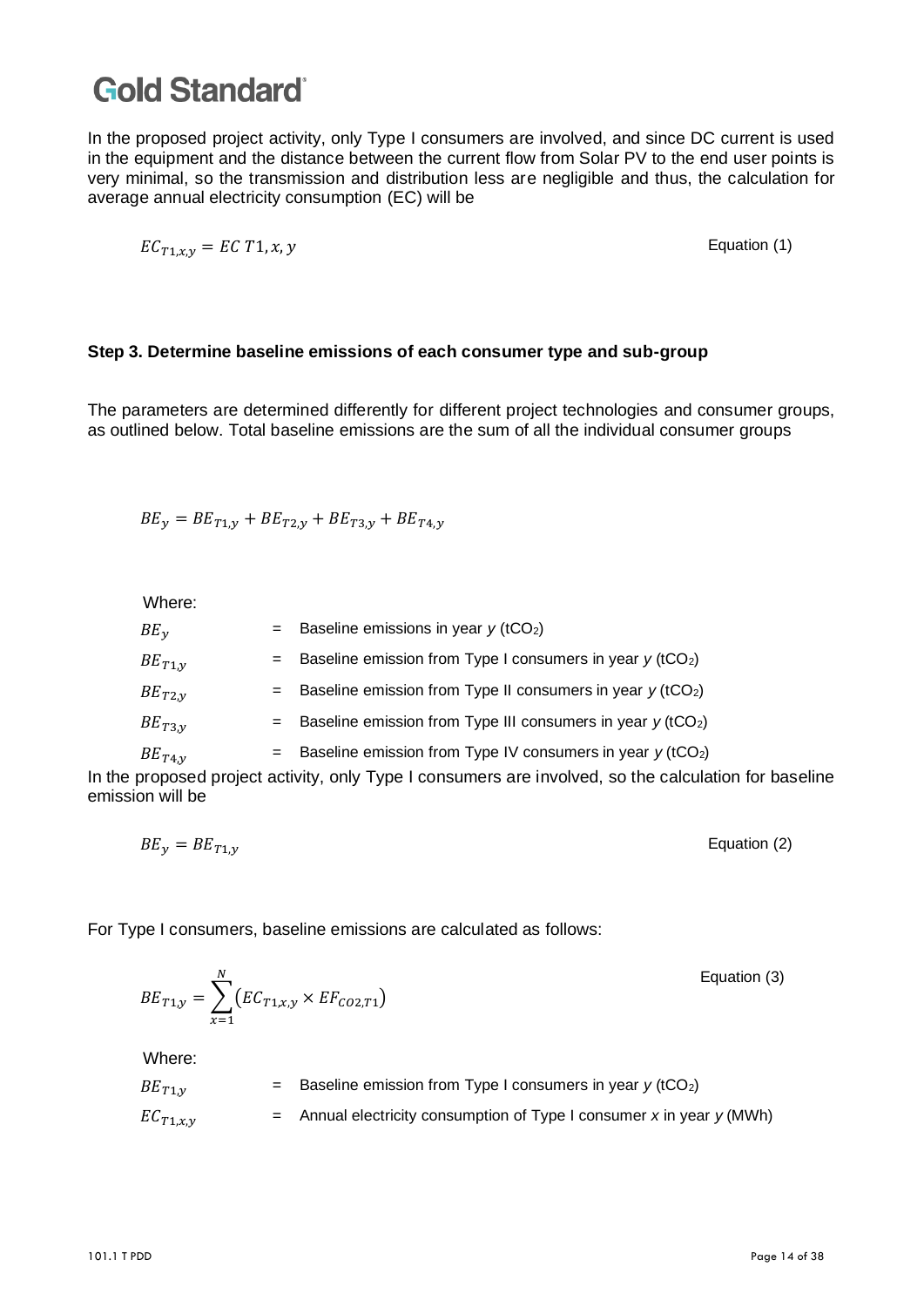In the proposed project activity, only Type I consumers are involved, and since DC current is used in the equipment and the distance between the current flow from Solar PV to the end user points is very minimal, so the transmission and distribution less are negligible and thus, the calculation for average annual electricity consumption (EC) will be

$$EC_{T1,x,y} = EC\ T1, x, y \qquad \text{Equation (1)}$$

**Step 3. Determine baseline emissions of each consumer type and sub-group**

The parameters are determined differently for different project technologies and consumer groups, as outlined below. Total baseline emissions are the sum of all the individual consumer groups

$$BE_y = BE_{T1,y} + BE_{T2,y} + BE_{T3,y} + BE_{T4,y}$$

Where:

| | | |
|---|---|---|
| $BE_y$ | = | Baseline emissions in year $y$ ($tCO_2$) |
| $BE_{T1,y}$ | = | Baseline emission from Type I consumers in year $y$ ($tCO_2$) |
| $BE_{T2,y}$ | = | Baseline emission from Type II consumers in year $y$ ($tCO_2$) |
| $BE_{T3,y}$ | = | Baseline emission from Type III consumers in year $y$ ($tCO_2$) |
| $BE_{T4,y}$ | = | Baseline emission from Type IV consumers in year $y$ ($tCO_2$) |

In the proposed project activity, only Type I consumers are involved, so the calculation for baseline emission will be

$$BE_y = BE_{T1,y} \qquad \text{Equation (2)}$$

For Type I consumers, baseline emissions are calculated as follows:

$$BE_{T1,y} = \sum_{x=1}^{N} \left( EC_{T1,x,y} \times EF_{CO2,T1} \right) \qquad \text{Equation (3)}$$

Where:

| | | |
|---|---|---|
| $BE_{T1,y}$ | = | Baseline emission from Type I consumers in year $y$ ($tCO_2$) |
| $EC_{T1,x,y}$ | = | Annual electricity consumption of Type I consumer $x$ in year $y$ (MWh) |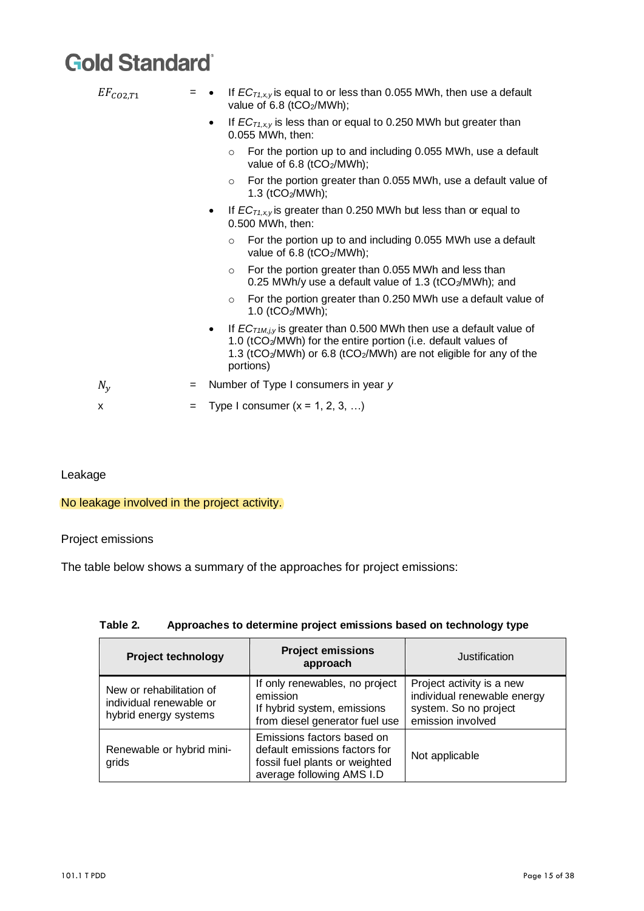$EF_{CO2,T1}$ =

- If $EC_{T1,x,y}$ is equal to or less than 0.055 MWh, then use a default value of 6.8 ($tCO_2$/MWh);
- If $EC_{T1,x,y}$ is less than or equal to 0.250 MWh but greater than 0.055 MWh, then:
  - For the portion up to and including 0.055 MWh, use a default value of 6.8 ($tCO_2$/MWh);
  - For the portion greater than 0.055 MWh, use a default value of 1.3 ($tCO_2$/MWh);
- If $EC_{T1,x,y}$ is greater than 0.250 MWh but less than or equal to 0.500 MWh, then:
  - For the portion up to and including 0.055 MWh use a default value of 6.8 ($tCO_2$/MWh);
  - For the portion greater than 0.055 MWh and less than 0.25 MWh/y use a default value of 1.3 ($tCO_2$/MWh); and
  - For the portion greater than 0.250 MWh use a default value of 1.0 ($tCO_2$/MWh);
- If $EC_{T1M,j,y}$ is greater than 0.500 MWh then use a default value of 1.0 ($tCO_2$/MWh) for the entire portion (i.e. default values of 1.3 ($tCO_2$/MWh) or 6.8 ($tCO_2$/MWh) are not eligible for any of the portions)

$N_y$ = Number of Type I consumers in year $y$

x = Type I consumer (x = 1, 2, 3, …)

Leakage

No leakage involved in the project activity.

Project emissions

The table below shows a summary of the approaches for project emissions:

**Table 2. Approaches to determine project emissions based on technology type**

| Project technology | Project emissions approach | Justification |
|---|---|---|
| New or rehabilitation of individual renewable or hybrid energy systems | If only renewables, no project emission<br>If hybrid system, emissions from diesel generator fuel use | Project activity is a new individual renewable energy system. So no project emission involved |
| Renewable or hybrid mini-grids | Emissions factors based on default emissions factors for fossil fuel plants or weighted average following AMS I.D | Not applicable |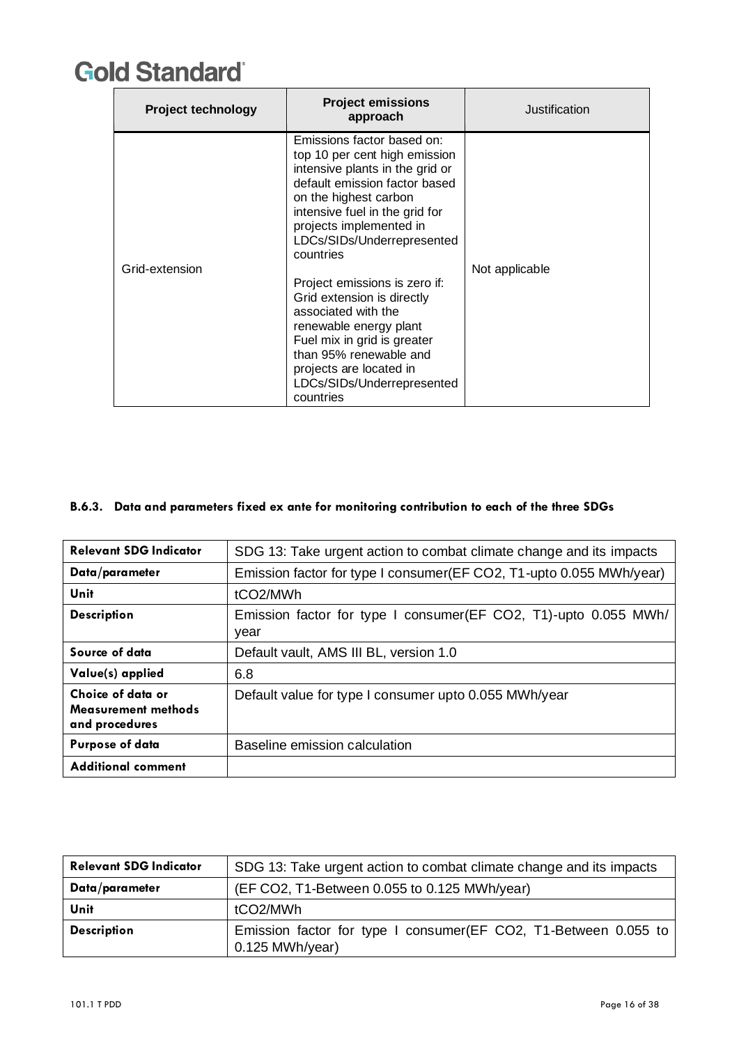| Project technology | Project emissions approach | Justification |
|---|---|---|
| Grid-extension | Emissions factor based on: top 10 per cent high emission intensive plants in the grid or default emission factor based on the highest carbon intensive fuel in the grid for projects implemented in LDCs/SIDs/Underrepresented countries<br><br>Project emissions is zero if: Grid extension is directly associated with the renewable energy plant Fuel mix in grid is greater than 95% renewable and projects are located in LDCs/SIDs/Underrepresented countries | Not applicable |

### B.6.3. Data and parameters fixed ex ante for monitoring contribution to each of the three SDGs

| Relevant SDG Indicator | SDG 13: Take urgent action to combat climate change and its impacts |
|---|---|
| Data/parameter | Emission factor for type I consumer(EF CO2, T1-upto 0.055 MWh/year) |
| Unit | $tCO_2/MWh$ |
| Description | Emission factor for type I consumer(EF CO2, T1)-upto 0.055 MWh/ year |
| Source of data | Default vault, AMS III BL, version 1.0 |
| Value(s) applied | 6.8 |
| Choice of data or Measurement methods and procedures | Default value for type I consumer upto 0.055 MWh/year |
| Purpose of data | Baseline emission calculation |
| Additional comment | |

| Relevant SDG Indicator | SDG 13: Take urgent action to combat climate change and its impacts |
|---|---|
| Data/parameter | (EF CO2, T1-Between 0.055 to 0.125 MWh/year) |
| Unit | $tCO_2/MWh$ |
| Description | Emission factor for type I consumer(EF CO2, T1-Between 0.055 to 0.125 MWh/year) |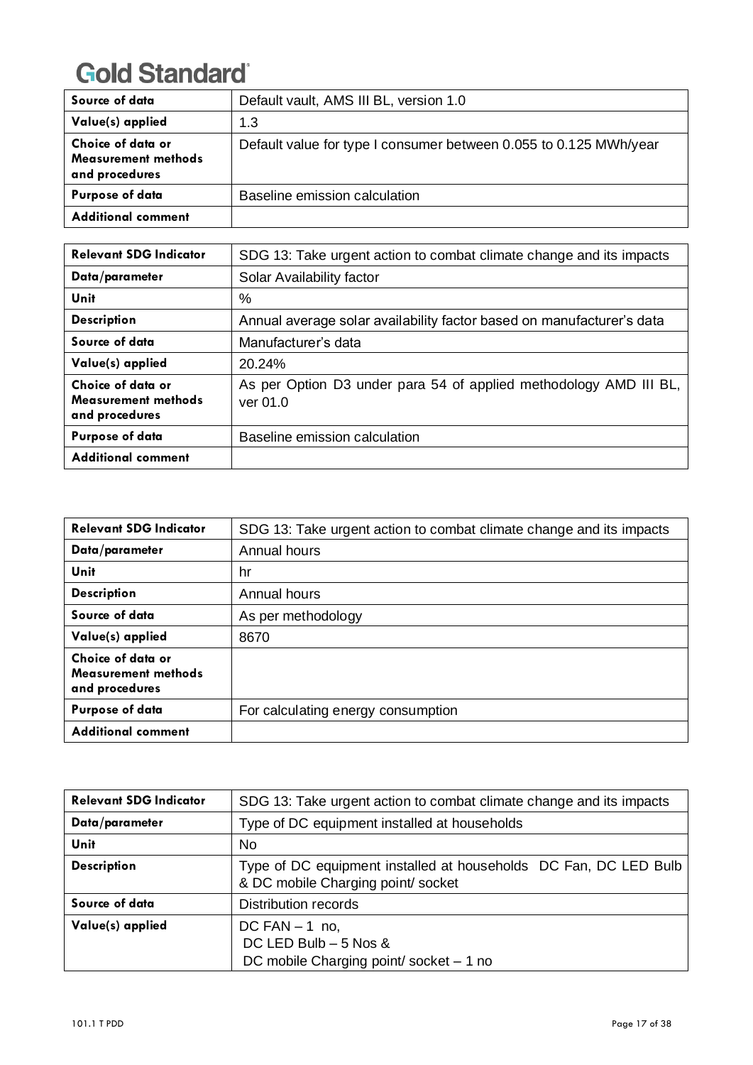| Source of data | Default vault, AMS III BL, version 1.0 |
|---|---|
| Value(s) applied | 1.3 |
| Choice of data or Measurement methods and procedures | Default value for type I consumer between 0.055 to 0.125 MWh/year |
| Purpose of data | Baseline emission calculation |
| Additional comment | |

| Relevant SDG Indicator | SDG 13: Take urgent action to combat climate change and its impacts |
|---|---|
| Data/parameter | Solar Availability factor |
| Unit | % |
| Description | Annual average solar availability factor based on manufacturer's data |
| Source of data | Manufacturer's data |
| Value(s) applied | 20.24% |
| Choice of data or Measurement methods and procedures | As per Option D3 under para 54 of applied methodology AMD III BL, ver 01.0 |
| Purpose of data | Baseline emission calculation |
| Additional comment | |

| Relevant SDG Indicator | SDG 13: Take urgent action to combat climate change and its impacts |
|---|---|
| Data/parameter | Annual hours |
| Unit | hr |
| Description | Annual hours |
| Source of data | As per methodology |
| Value(s) applied | 8670 |
| Choice of data or Measurement methods and procedures | |
| Purpose of data | For calculating energy consumption |
| Additional comment | |

| Relevant SDG Indicator | SDG 13: Take urgent action to combat climate change and its impacts |
|---|---|
| Data/parameter | Type of DC equipment installed at households |
| Unit | No |
| Description | Type of DC equipment installed at households DC Fan, DC LED Bulb & DC mobile Charging point/ socket |
| Source of data | Distribution records |
| Value(s) applied | DC FAN – 1 no,<br>DC LED Bulb – 5 Nos &<br>DC mobile Charging point/ socket – 1 no |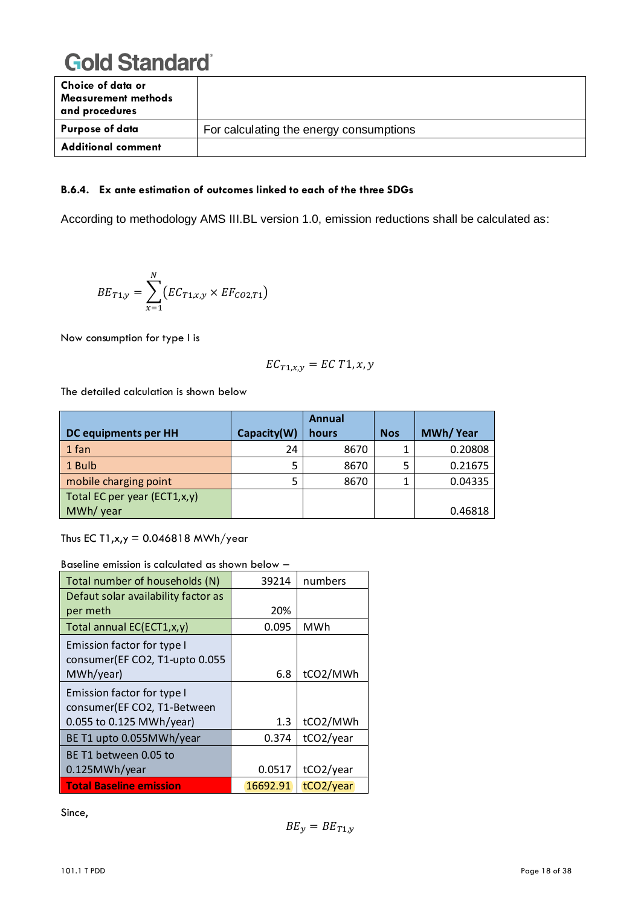| Choice of data or Measurement methods and procedures | |
|---|---|
| Purpose of data | For calculating the energy consumptions |
| Additional comment | |

#### B.6.4. Ex ante estimation of outcomes linked to each of the three SDGs

According to methodology AMS III.BL version 1.0, emission reductions shall be calculated as:

$$BE_{T1,y} = \sum_{x=1}^{N} (EC_{T1,x,y} \times EF_{CO2,T1})$$

Now consumption for type I is

$$EC_{T1,x,y} = EC\ T1, x, y$$

The detailed calculation is shown below

| DC equipments per HH | Capacity(W) | Annual hours | Nos | MWh/ Year |
|---|---|---|---|---|
| 1 fan | 24 | 8670 | 1 | 0.20808 |
| 1 Bulb | 5 | 8670 | 5 | 0.21675 |
| mobile charging point | 5 | 8670 | 1 | 0.04335 |
| Total EC per year (ECT1,x,y) MWh/ year | | | | 0.46818 |

Thus EC T1,x,y = 0.046818 MWh/year

Baseline emission is calculated as shown below –

| Total number of households (N) | 39214 | numbers |
|---|---|---|
| Defaut solar availability factor as per meth | 20% | |
| Total annual EC(ECT1,x,y) | 0.095 | MWh |
| Emission factor for type I consumer(EF CO2, T1-upto 0.055 MWh/year) | 6.8 | tCO2/MWh |
| Emission factor for type I consumer(EF CO2, T1-Between 0.055 to 0.125 MWh/year) | 1.3 | tCO2/MWh |
| BE T1 upto 0.055MWh/year | 0.374 | tCO2/year |
| BE T1 between 0.05 to 0.125MWh/year | 0.0517 | tCO2/year |
| **Total Baseline emission** | 16692.91 | tCO2/year |

Since,

$$BE_y = BE_{T1,y}$$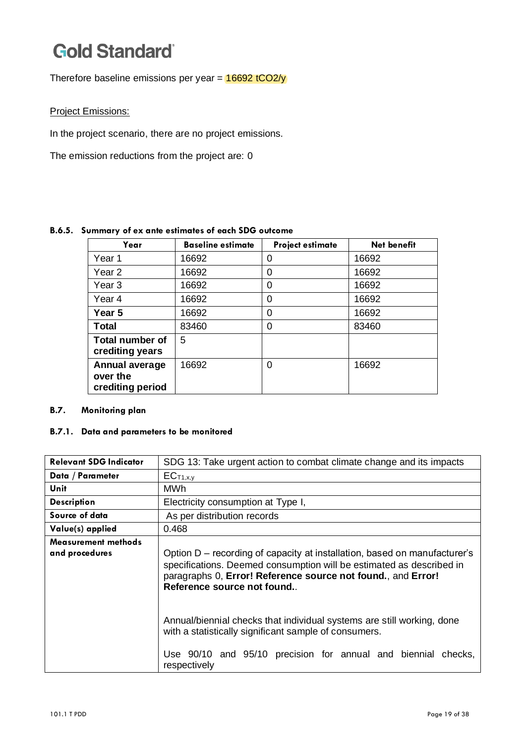Therefore baseline emissions per year = 16692 $tCO_2/y$

Project Emissions:

In the project scenario, there are no project emissions.

The emission reductions from the project are: 0

#### B.6.5. Summary of ex ante estimates of each SDG outcome

| Year | Baseline estimate | Project estimate | Net benefit |
|---|---|---|---|
| Year 1 | 16692 | 0 | 16692 |
| Year 2 | 16692 | 0 | 16692 |
| Year 3 | 16692 | 0 | 16692 |
| Year 4 | 16692 | 0 | 16692 |
| **Year 5** | 16692 | 0 | 16692 |
| **Total** | 83460 | 0 | 83460 |
| **Total number of crediting years** | 5 | | |
| **Annual average over the crediting period** | 16692 | 0 | 16692 |

### B.7. Monitoring plan

#### B.7.1. Data and parameters to be monitored

| **Relevant SDG Indicator** | SDG 13: Take urgent action to combat climate change and its impacts |
|---|---|
| **Data / Parameter** | $EC_{T1,x,y}$ |
| **Unit** | MWh |
| **Description** | Electricity consumption at Type I, |
| **Source of data** | As per distribution records |
| **Value(s) applied** | 0.468 |
| **Measurement methods and procedures** | Option D – recording of capacity at installation, based on manufacturer's specifications. Deemed consumption will be estimated as described in paragraphs 0, **Error! Reference source not found.**, and **Error! Reference source not found.**.<br><br>Annual/biennial checks that individual systems are still working, done with a statistically significant sample of consumers.<br><br>Use 90/10 and 95/10 precision for annual and biennial checks, respectively |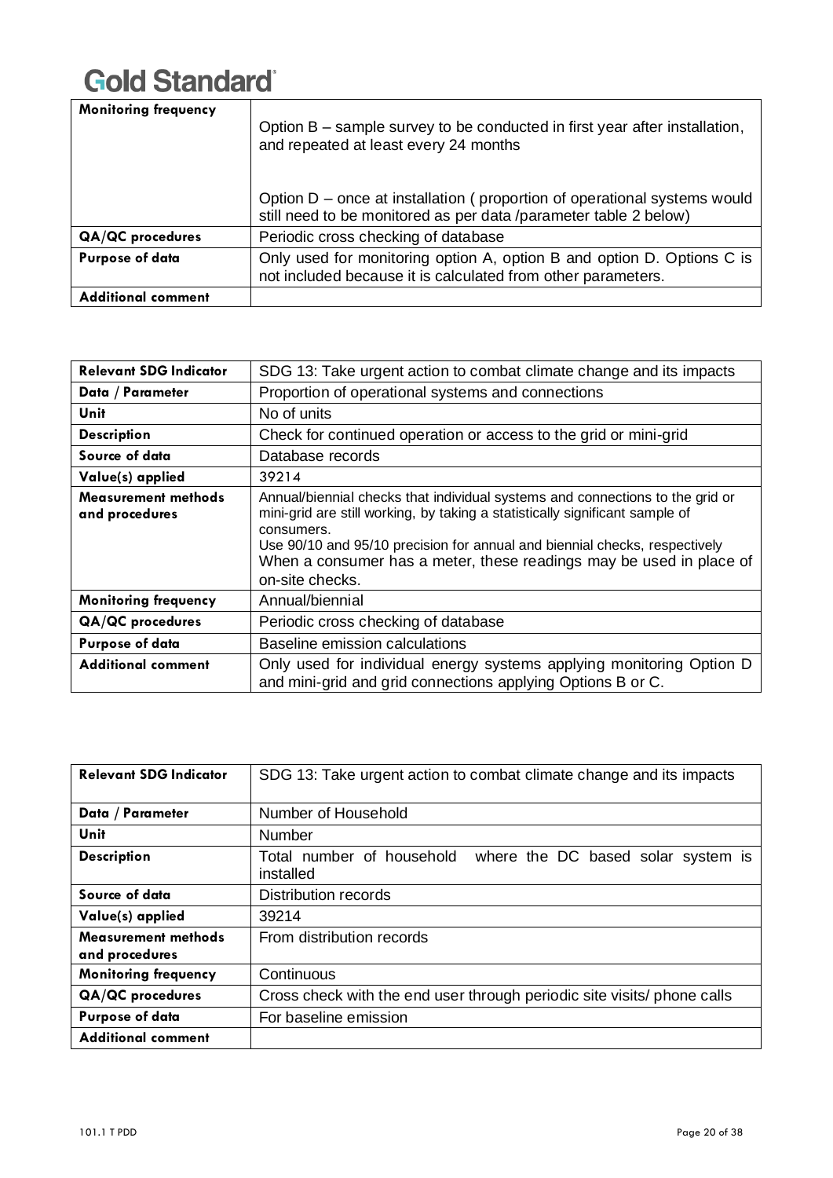| Monitoring frequency | Option B – sample survey to be conducted in first year after installation, and repeated at least every 24 months<br><br>Option D – once at installation ( proportion of operational systems would still need to be monitored as per data /parameter table 2 below) |
|---|---|
| QA/QC procedures | Periodic cross checking of database |
| Purpose of data | Only used for monitoring option A, option B and option D. Options C is not included because it is calculated from other parameters. |
| Additional comment | |

| Relevant SDG Indicator | SDG 13: Take urgent action to combat climate change and its impacts |
|---|---|
| Data / Parameter | Proportion of operational systems and connections |
| Unit | No of units |
| Description | Check for continued operation or access to the grid or mini-grid |
| Source of data | Database records |
| Value(s) applied | 39214 |
| Measurement methods and procedures | Annual/biennial checks that individual systems and connections to the grid or mini-grid are still working, by taking a statistically significant sample of consumers.<br>Use 90/10 and 95/10 precision for annual and biennial checks, respectively<br>When a consumer has a meter, these readings may be used in place of on-site checks. |
| Monitoring frequency | Annual/biennial |
| QA/QC procedures | Periodic cross checking of database |
| Purpose of data | Baseline emission calculations |
| Additional comment | Only used for individual energy systems applying monitoring Option D and mini-grid and grid connections applying Options B or C. |

| Relevant SDG Indicator | SDG 13: Take urgent action to combat climate change and its impacts |
|---|---|
| Data / Parameter | Number of Household |
| Unit | Number |
| Description | Total number of household where the DC based solar system is installed |
| Source of data | Distribution records |
| Value(s) applied | 39214 |
| Measurement methods and procedures | From distribution records |
| Monitoring frequency | Continuous |
| QA/QC procedures | Cross check with the end user through periodic site visits/ phone calls |
| Purpose of data | For baseline emission |
| Additional comment | |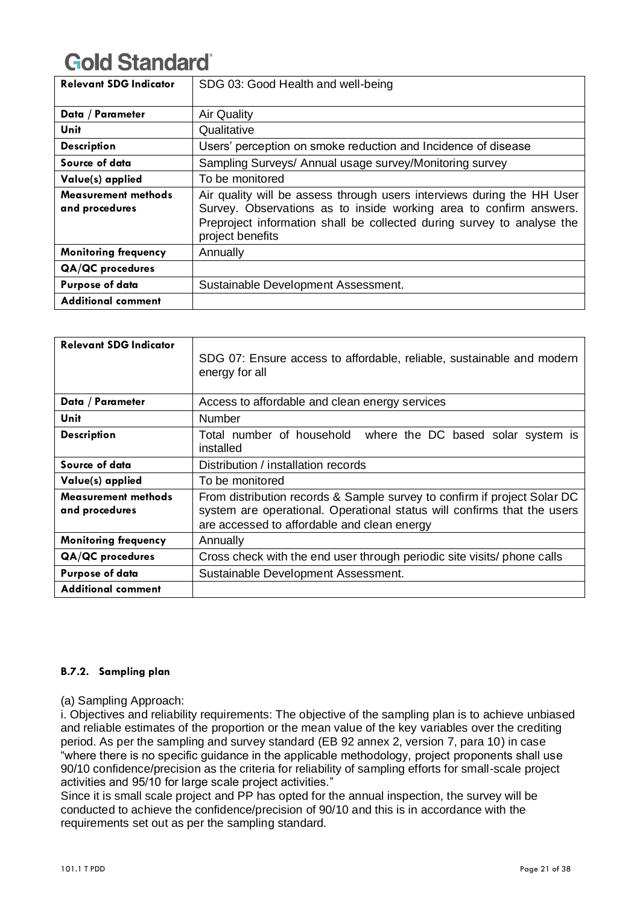| Relevant SDG Indicator | SDG 03: Good Health and well-being |
|---|---|
| Data / Parameter | Air Quality |
| Unit | Qualitative |
| Description | Users' perception on smoke reduction and Incidence of disease |
| Source of data | Sampling Surveys/ Annual usage survey/Monitoring survey |
| Value(s) applied | To be monitored |
| Measurement methods and procedures | Air quality will be assess through users interviews during the HH User Survey. Observations as to inside working area to confirm answers. Preproject information shall be collected during survey to analyse the project benefits |
| Monitoring frequency | Annually |
| QA/QC procedures | |
| Purpose of data | Sustainable Development Assessment. |
| Additional comment | |

| Relevant SDG Indicator | SDG 07: Ensure access to affordable, reliable, sustainable and modern energy for all |
|---|---|
| Data / Parameter | Access to affordable and clean energy services |
| Unit | Number |
| Description | Total number of household where the DC based solar system is installed |
| Source of data | Distribution / installation records |
| Value(s) applied | To be monitored |
| Measurement methods and procedures | From distribution records & Sample survey to confirm if project Solar DC system are operational. Operational status will confirms that the users are accessed to affordable and clean energy |
| Monitoring frequency | Annually |
| QA/QC procedures | Cross check with the end user through periodic site visits/ phone calls |
| Purpose of data | Sustainable Development Assessment. |
| Additional comment | |

#### B.7.2. Sampling plan

(a) Sampling Approach:

i. Objectives and reliability requirements: The objective of the sampling plan is to achieve unbiased and reliable estimates of the proportion or the mean value of the key variables over the crediting period. As per the sampling and survey standard (EB 92 annex 2, version 7, para 10) in case "where there is no specific guidance in the applicable methodology, project proponents shall use 90/10 confidence/precision as the criteria for reliability of sampling efforts for small-scale project activities and 95/10 for large scale project activities."

Since it is small scale project and PP has opted for the annual inspection, the survey will be conducted to achieve the confidence/precision of 90/10 and this is in accordance with the requirements set out as per the sampling standard.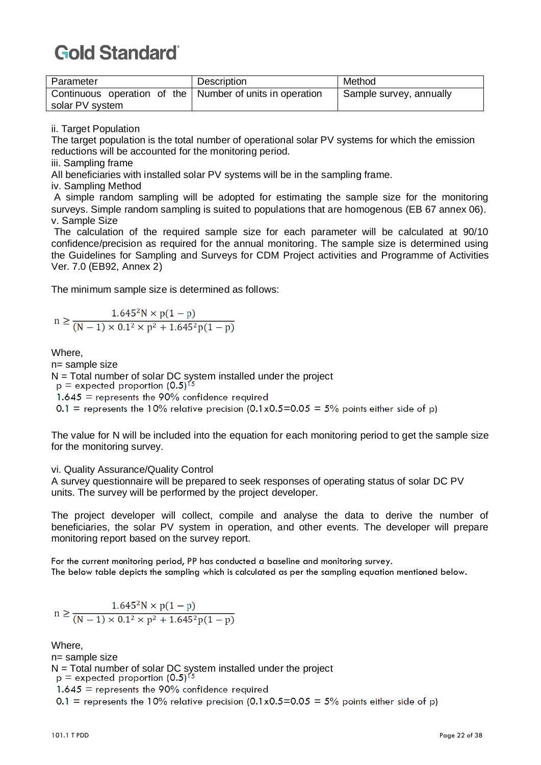| Parameter | Description | Method |
| --- | --- | --- |
| Continuous operation of the solar PV system | Number of units in operation | Sample survey, annually |

ii. Target Population

The target population is the total number of operational solar PV systems for which the emission reductions will be accounted for the monitoring period.

iii. Sampling frame

All beneficiaries with installed solar PV systems will be in the sampling frame.

iv. Sampling Method

A simple random sampling will be adopted for estimating the sample size for the monitoring surveys. Simple random sampling is suited to populations that are homogenous (EB 67 annex 06).

v. Sample Size

The calculation of the required sample size for each parameter will be calculated at 90/10 confidence/precision as required for the annual monitoring. The sample size is determined using the Guidelines for Sampling and Surveys for CDM Project activities and Programme of Activities Ver. 7.0 (EB92, Annex 2)

The minimum sample size is determined as follows:

$$n \geq \frac{1.645^2 N \times p(1-p)}{(N-1) \times 0.1^2 \times p^2 + 1.645^2 p(1-p)}$$

Where,

n= sample size

N = Total number of solar DC system installed under the project

p = expected proportion (0.5)[15]

1.645 = represents the 90% confidence required

0.1 = represents the 10% relative precision (0.1x0.5=0.05 = 5% points either side of p)

The value for N will be included into the equation for each monitoring period to get the sample size for the monitoring survey.

vi. Quality Assurance/Quality Control

A survey questionnaire will be prepared to seek responses of operating status of solar DC PV units. The survey will be performed by the project developer.

The project developer will collect, compile and analyse the data to derive the number of beneficiaries, the solar PV system in operation, and other events. The developer will prepare monitoring report based on the survey report.

For the current monitoring period, PP has conducted a baseline and monitoring survey.
The below table depicts the sampling which is calculated as per the sampling equation mentioned below.

$$n \geq \frac{1.645^2 N \times p(1-p)}{(N-1) \times 0.1^2 \times p^2 + 1.645^2 p(1-p)}$$

Where,

n= sample size

N = Total number of solar DC system installed under the project

p = expected proportion (0.5)[15]

1.645 = represents the 90% confidence required

0.1 = represents the 10% relative precision (0.1x0.5=0.05 = 5% points either side of p)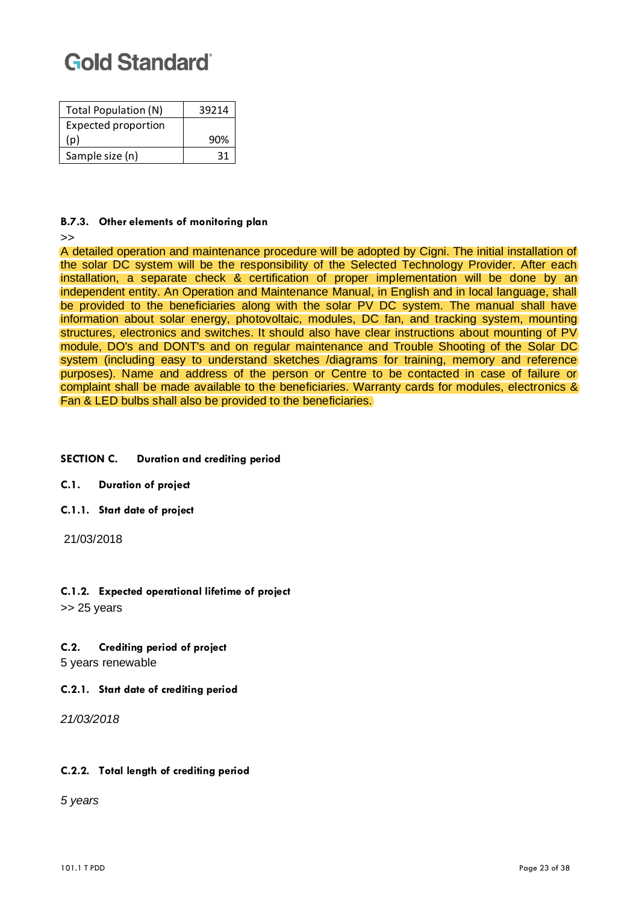| Total Population (N) | 39214 |
| --- | --- |
| Expected proportion (p) | 90% |
| Sample size (n) | 31 |

#### B.7.3. Other elements of monitoring plan

>>

A detailed operation and maintenance procedure will be adopted by Cigni. The initial installation of the solar DC system will be the responsibility of the Selected Technology Provider. After each installation, a separate check & certification of proper implementation will be done by an independent entity. An Operation and Maintenance Manual, in English and in local language, shall be provided to the beneficiaries along with the solar PV DC system. The manual shall have information about solar energy, photovoltaic, modules, DC fan, and tracking system, mounting structures, electronics and switches. It should also have clear instructions about mounting of PV module, DO's and DONT's and on regular maintenance and Trouble Shooting of the Solar DC system (including easy to understand sketches /diagrams for training, memory and reference purposes). Name and address of the person or Centre to be contacted in case of failure or complaint shall be made available to the beneficiaries. Warranty cards for modules, electronics & Fan & LED bulbs shall also be provided to the beneficiaries.

## SECTION C. Duration and crediting period

### C.1. Duration of project

#### C.1.1. Start date of project

21/03/2018

#### C.1.2. Expected operational lifetime of project

>> 25 years

### C.2. Crediting period of project

5 years renewable

#### C.2.1. Start date of crediting period

*21/03/2018*

#### C.2.2. Total length of crediting period

*5 years*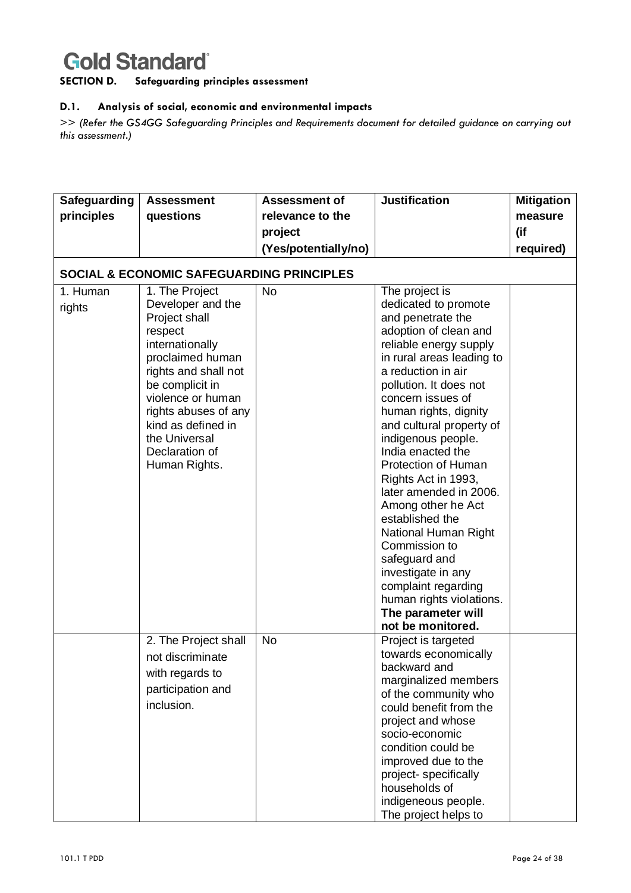## SECTION D. Safeguarding principles assessment

### D.1. Analysis of social, economic and environmental impacts

>> *(Refer the GS4GG Safeguarding Principles and Requirements document for detailed guidance on carrying out this assessment.)*

| Safeguarding principles | Assessment questions | Assessment of relevance to the project (Yes/potentially/no) | Justification | Mitigation measure (if required) |
|---|---|---|---|---|
| **SOCIAL & ECONOMIC SAFEGUARDING PRINCIPLES** | | | | |
| 1. Human rights | 1. The Project Developer and the Project shall respect internationally proclaimed human rights and shall not be complicit in violence or human rights abuses of any kind as defined in the Universal Declaration of Human Rights. | No | The project is dedicated to promote and penetrate the adoption of clean and reliable energy supply in rural areas leading to a reduction in air pollution. It does not concern issues of human rights, dignity and cultural property of indigenous people. India enacted the Protection of Human Rights Act in 1993, later amended in 2006. Among other he Act established the National Human Right Commission to safeguard and investigate in any complaint regarding human rights violations. **The parameter will not be monitored.** | |
| | 2. The Project shall not discriminate with regards to participation and inclusion. | No | Project is targeted towards economically backward and marginalized members of the community who could benefit from the project and whose socio-economic condition could be improved due to the project- specifically households of indigeneous people. The project helps to | |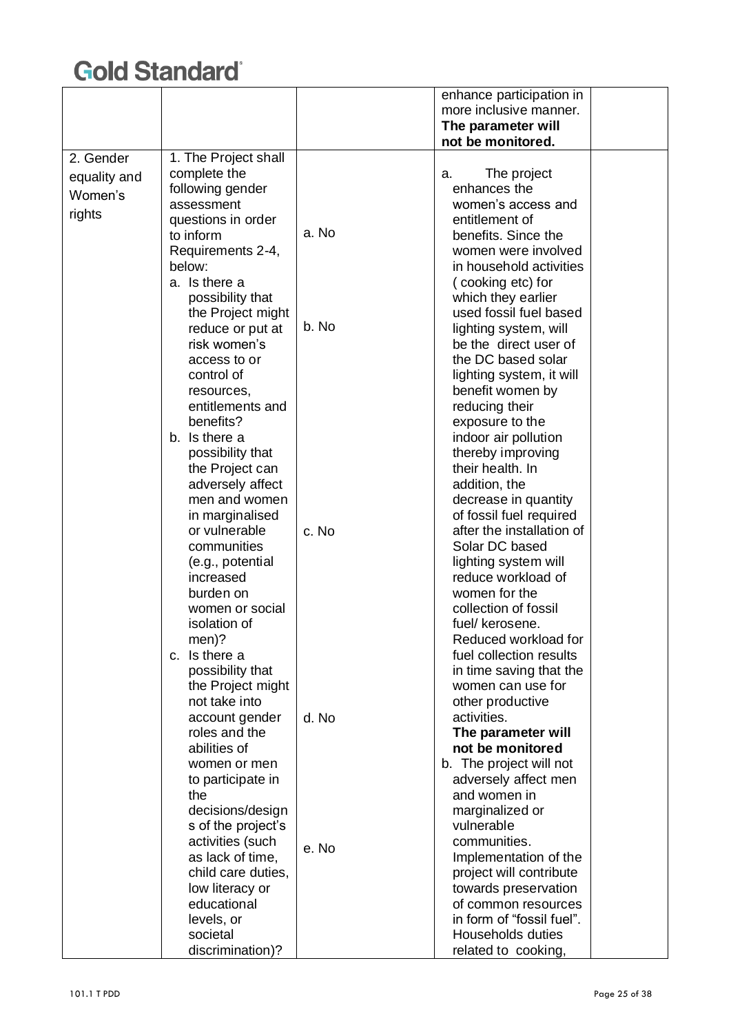| | | | | |
|---|---|---|---|---|
| | | | enhance participation in more inclusive manner. **The parameter will not be monitored.** | |
| 2. Gender equality and Women's rights | 1. The Project shall complete the following gender assessment questions in order to inform Requirements 2-4, below:<br>a. Is there a possibility that the Project might reduce or put at risk women's access to or control of resources, entitlements and benefits?<br>b. Is there a possibility that the Project can adversely affect men and women in marginalised or vulnerable communities (e.g., potential increased burden on women or social isolation of men)?<br>c. Is there a possibility that the Project might not take into account gender roles and the abilities of women or men to participate in the decisions/designs of the project's activities (such as lack of time, child care duties, low literacy or educational levels, or societal discrimination)? | a. No<br><br>b. No<br><br>c. No<br><br>d. No<br><br>e. No | a. The project enhances the women's access and entitlement of benefits. Since the women were involved in household activities ( cooking etc) for which they earlier used fossil fuel based lighting system, will be the direct user of the DC based solar lighting system, it will benefit women by reducing their exposure to the indoor air pollution thereby improving their health. In addition, the decrease in quantity of fossil fuel required after the installation of Solar DC based lighting system will reduce workload of women for the collection of fossil fuel/ kerosene. Reduced workload for fuel collection results in time saving that the women can use for other productive activities. **The parameter will not be monitored**<br>b. The project will not adversely affect men and women in marginalized or vulnerable communities. Implementation of the project will contribute towards preservation of common resources in form of "fossil fuel". Households duties related to cooking, | |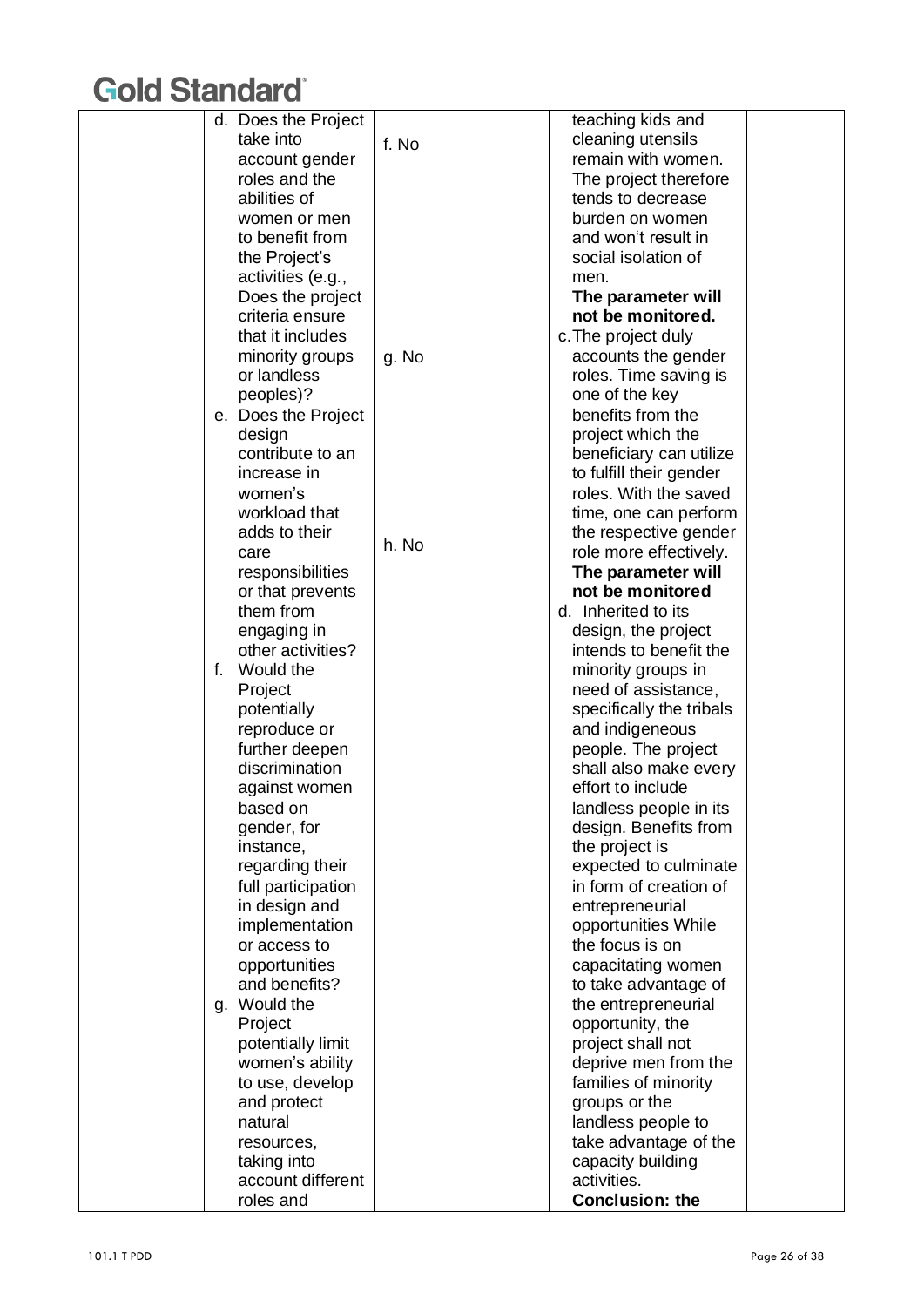| | | | | |
|---|---|---|---|---|
| | d. Does the Project take into account gender roles and the abilities of women or men to benefit from the Project's activities (e.g., Does the project criteria ensure that it includes minority groups or landless peoples)?<br>e. Does the Project design contribute to an increase in women's workload that adds to their care responsibilities or that prevents them from engaging in other activities?<br>f. Would the Project potentially reproduce or further deepen discrimination against women based on gender, for instance, regarding their full participation in design and implementation or access to opportunities and benefits?<br>g. Would the Project potentially limit women's ability to use, develop and protect natural resources, taking into account different roles and | f. No<br><br>g. No<br><br>h. No | teaching kids and cleaning utensils remain with women. The project therefore tends to decrease burden on women and won't result in social isolation of men.<br>**The parameter will not be monitored.**<br>c. The project duly accounts the gender roles. Time saving is one of the key benefits from the project which the beneficiary can utilize to fulfill their gender roles. With the saved time, one can perform the respective gender role more effectively.<br>**The parameter will not be monitored**<br>d. Inherited to its design, the project intends to benefit the minority groups in need of assistance, specifically the tribals and indigeneous people. The project shall also make every effort to include landless people in its design. Benefits from the project is expected to culminate in form of creation of entrepreneurial opportunities While the focus is on capacitating women to take advantage of the entrepreneurial opportunity, the project shall not deprive men from the families of minority groups or the landless people to take advantage of the capacity building activities.<br>**Conclusion: the** | |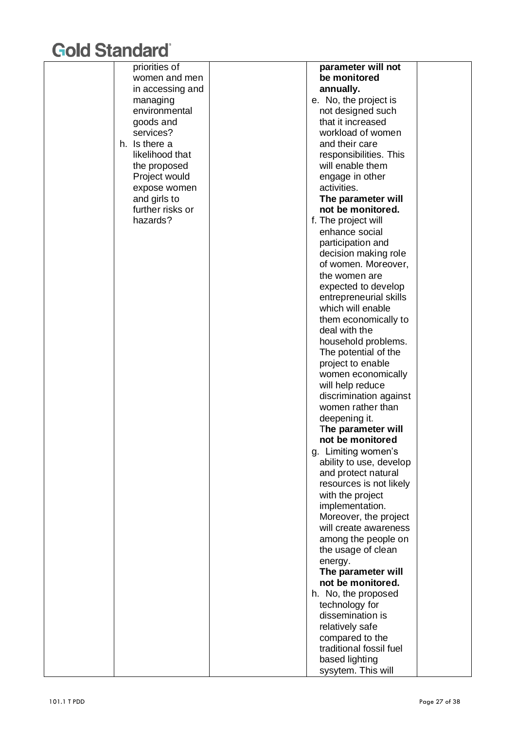| | | | | |
|---|---|---|---|---|
| | priorities of women and men in accessing and managing environmental goods and services?<br>h. Is there a likelihood that the proposed Project would expose women and girls to further risks or hazards? | | **parameter will not be monitored annually.**<br>e. No, the project is not designed such that it increased workload of women and their care responsibilities. This will enable them engage in other activities. **The parameter will not be monitored.**<br>f. The project will enhance social participation and decision making role of women. Moreover, the women are expected to develop entrepreneurial skills which will enable them economically to deal with the household problems. The potential of the project to enable women economically will help reduce discrimination against women rather than deepening it. T**he parameter will not be monitored**<br>g. Limiting women's ability to use, develop and protect natural resources is not likely with the project implementation. Moreover, the project will create awareness among the people on the usage of clean energy. **The parameter will not be monitored.**<br>h. No, the proposed technology for dissemination is relatively safe compared to the traditional fossil fuel based lighting sysytem. This will | |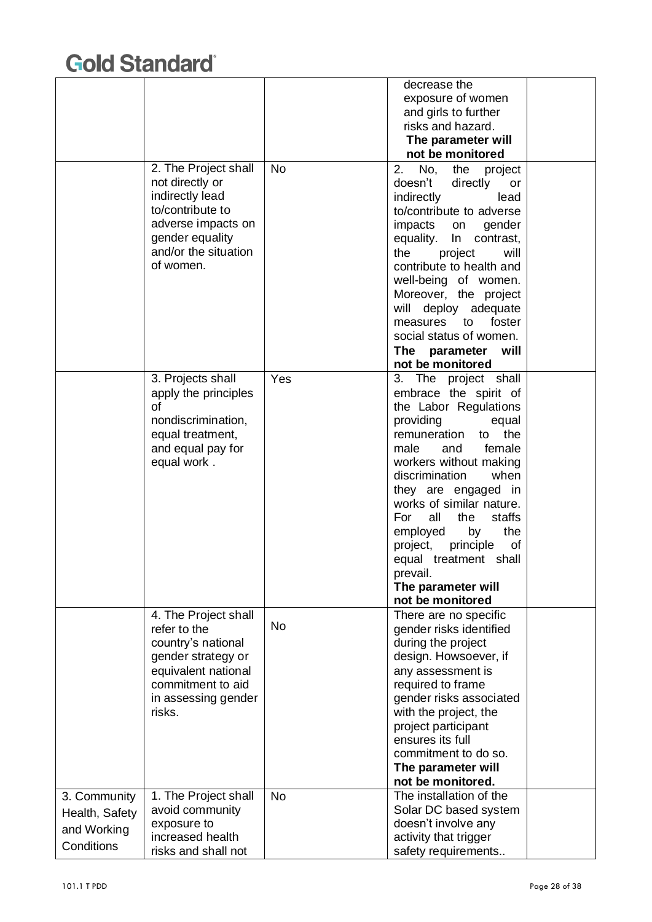| | | | | |
|---|---|---|---|---|
| | | | decrease the exposure of women and girls to further risks and hazard. **The parameter will not be monitored** | |
| | 2. The Project shall not directly or indirectly lead to/contribute to adverse impacts on gender equality and/or the situation of women. | No | 2. No, the project doesn't directly or indirectly lead to/contribute to adverse impacts on gender equality. In contrast, the project will contribute to health and well-being of women. Moreover, the project will deploy adequate measures to foster social status of women. **The parameter will not be monitored** | |
| | 3. Projects shall apply the principles of nondiscrimination, equal treatment, and equal pay for equal work . | Yes | 3. The project shall embrace the spirit of the Labor Regulations providing equal remuneration to the male and female workers without making discrimination when they are engaged in works of similar nature. For all the staffs employed by the project, principle of equal treatment shall prevail. **The parameter will not be monitored** | |
| | 4. The Project shall refer to the country's national gender strategy or equivalent national commitment to aid in assessing gender risks. | No | There are no specific gender risks identified during the project design. Howsoever, if any assessment is required to frame gender risks associated with the project, the project participant ensures its full commitment to do so. **The parameter will not be monitored.** | |
| 3. Community Health, Safety and Working Conditions | 1. The Project shall avoid community exposure to increased health risks and shall not | No | The installation of the Solar DC based system doesn't involve any activity that trigger safety requirements.. | |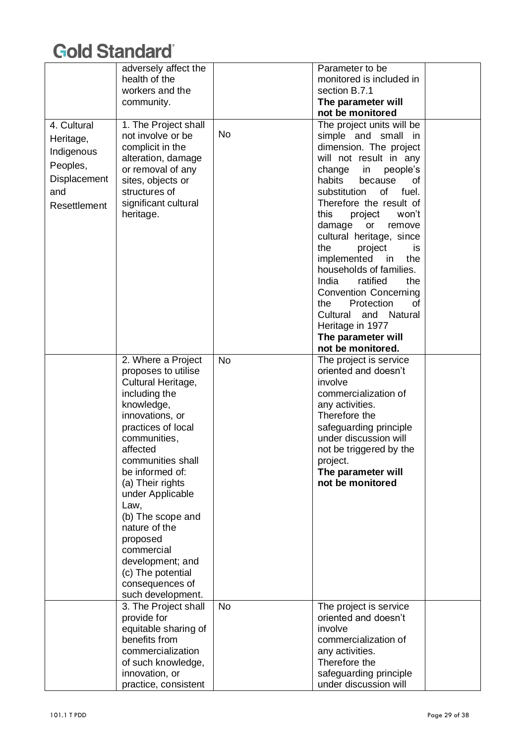| | | | | |
|---|---|---|---|---|
| | adversely affect the health of the workers and the community. | | Parameter to be monitored is included in section B.7.1 **The parameter will not be monitored** | |
| 4. Cultural Heritage, Indigenous Peoples, Displacement and Resettlement | 1. The Project shall not involve or be complicit in the alteration, damage or removal of any sites, objects or structures of significant cultural heritage. | No | The project units will be simple and small in dimension. The project will not result in any change in people's habits because of substitution of fuel. Therefore the result of this project won't damage or remove cultural heritage, since the project is implemented in the households of families. India ratified the Convention Concerning the Protection of Cultural and Natural Heritage in 1977 **The parameter will not be monitored.** | |
| | 2. Where a Project proposes to utilise Cultural Heritage, including the knowledge, innovations, or practices of local communities, affected communities shall be informed of: (a) Their rights under Applicable Law, (b) The scope and nature of the proposed commercial development; and (c) The potential consequences of such development. | No | The project is service oriented and doesn't involve commercialization of any activities. Therefore the safeguarding principle under discussion will not be triggered by the project. **The parameter will not be monitored** | |
| | 3. The Project shall provide for equitable sharing of benefits from commercialization of such knowledge, innovation, or practice, consistent | No | The project is service oriented and doesn't involve commercialization of any activities. Therefore the safeguarding principle under discussion will | |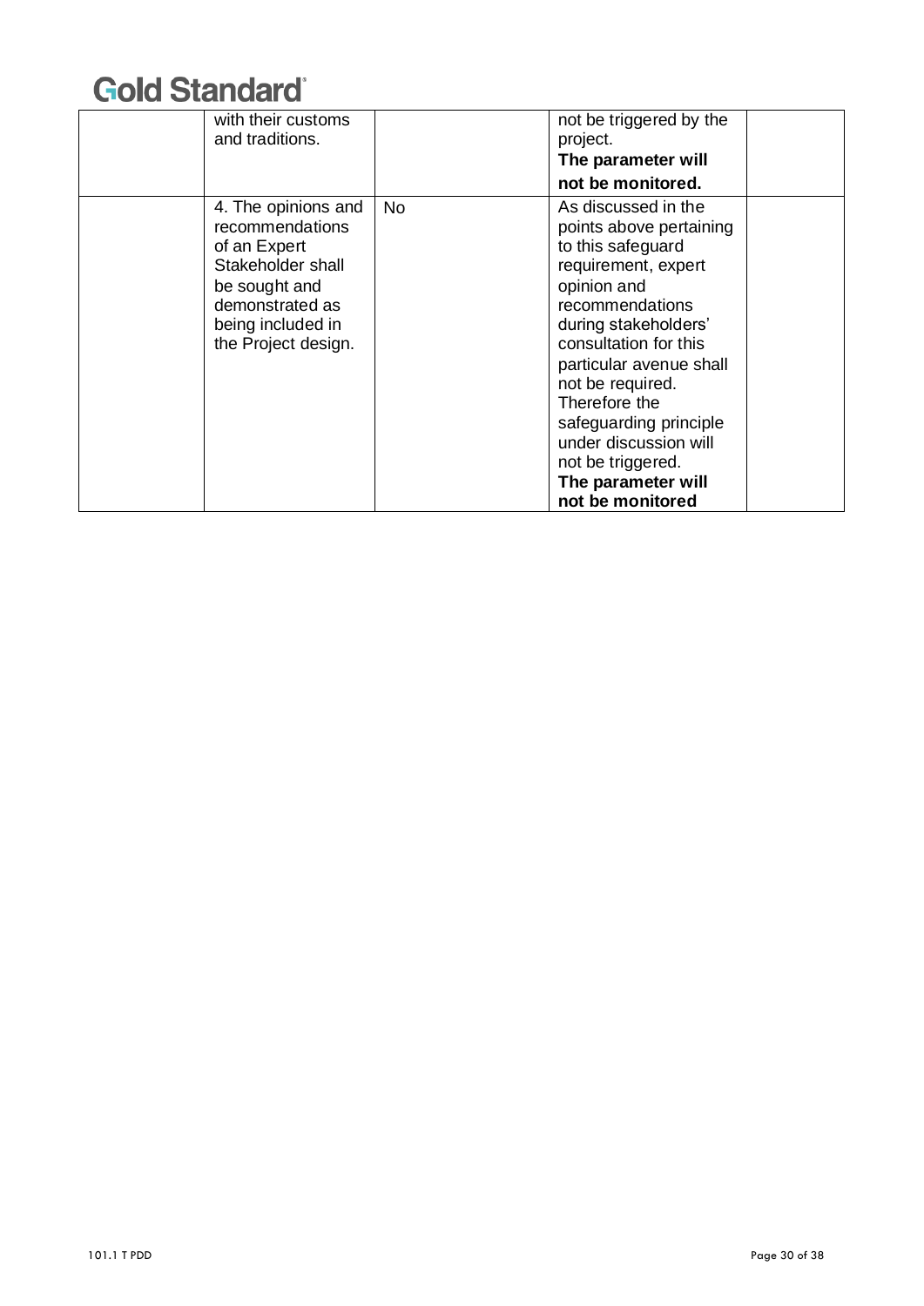|  |  |  |  |  |
|---|---|---|---|---|
|  | with their customs and traditions. |  | not be triggered by the project. **The parameter will not be monitored.** |  |
|  | 4. The opinions and recommendations of an Expert Stakeholder shall be sought and demonstrated as being included in the Project design. | No | As discussed in the points above pertaining to this safeguard requirement, expert opinion and recommendations during stakeholders' consultation for this particular avenue shall not be required. Therefore the safeguarding principle under discussion will not be triggered. **The parameter will not be monitored** |  |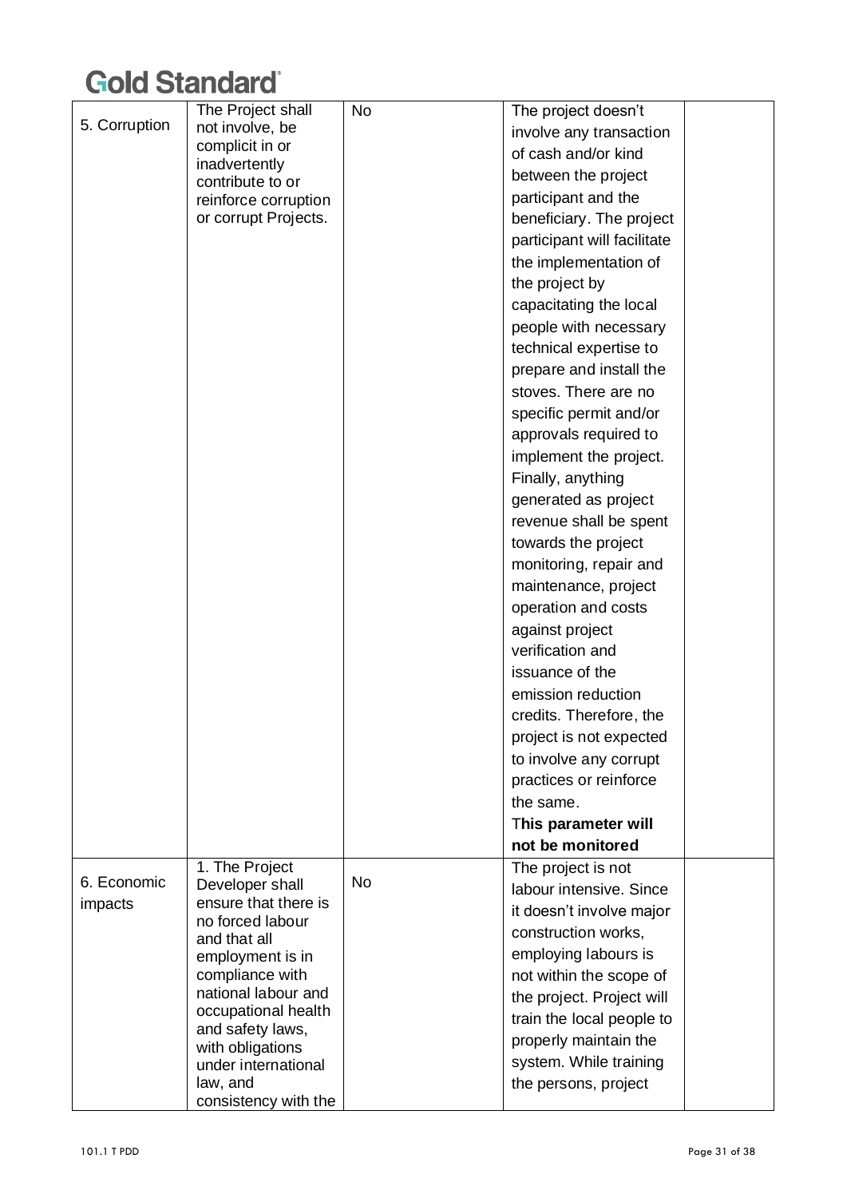| 5. Corruption | The Project shall not involve, be complicit in or inadvertently contribute to or reinforce corruption or corrupt Projects. | No | The project doesn't involve any transaction of cash and/or kind between the project participant and the beneficiary. The project participant will facilitate the implementation of the project by capacitating the local people with necessary technical expertise to prepare and install the stoves. There are no specific permit and/or approvals required to implement the project. Finally, anything generated as project revenue shall be spent towards the project monitoring, repair and maintenance, project operation and costs against project verification and issuance of the emission reduction credits. Therefore, the project is not expected to involve any corrupt practices or reinforce the same. **This parameter will not be monitored** | |
|---|---|---|---|---|
| 6. Economic impacts | 1. The Project Developer shall ensure that there is no forced labour and that all employment is in compliance with national labour and occupational health and safety laws, with obligations under international law, and consistency with the | No | The project is not labour intensive. Since it doesn't involve major construction works, employing labours is not within the scope of the project. Project will train the local people to properly maintain the system. While training the persons, project | |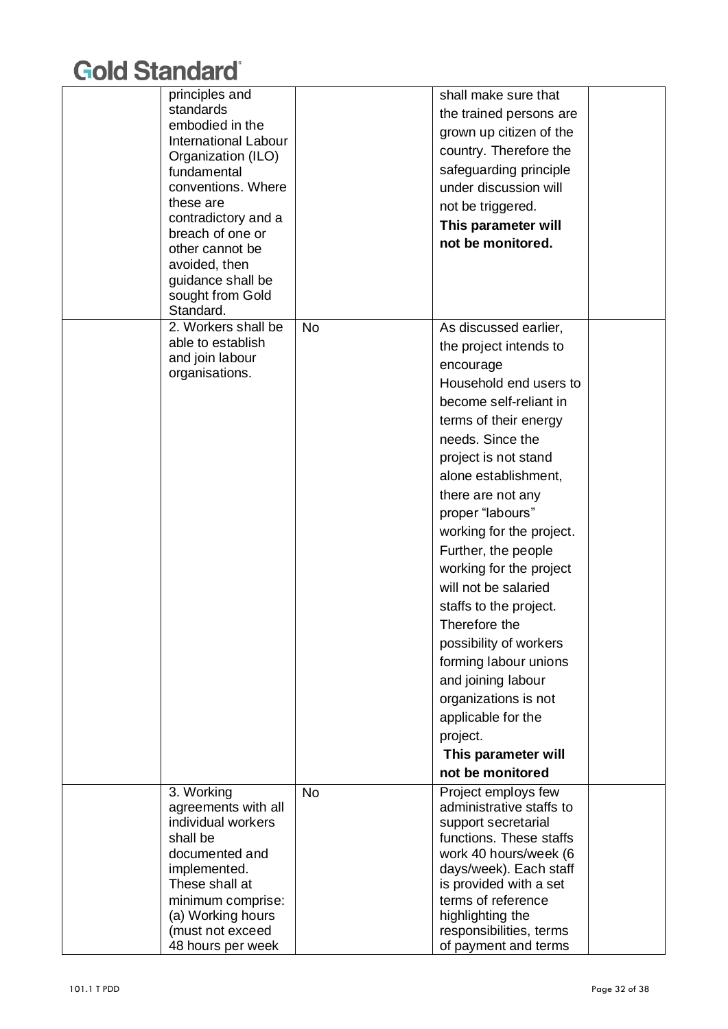|  |  |  |  |  |
|---|---|---|---|---|
|  | principles and standards embodied in the International Labour Organization (ILO) fundamental conventions. Where these are contradictory and a breach of one or other cannot be avoided, then guidance shall be sought from Gold Standard. |  | shall make sure that the trained persons are grown up citizen of the country. Therefore the safeguarding principle under discussion will not be triggered. **This parameter will not be monitored.** |  |
|  | 2. Workers shall be able to establish and join labour organisations. | No | As discussed earlier, the project intends to encourage Household end users to become self-reliant in terms of their energy needs. Since the project is not stand alone establishment, there are not any proper "labours" working for the project. Further, the people working for the project will not be salaried staffs to the project. Therefore the possibility of workers forming labour unions and joining labour organizations is not applicable for the project. **This parameter will not be monitored** |  |
|  | 3. Working agreements with all individual workers shall be documented and implemented. These shall at minimum comprise: (a) Working hours (must not exceed 48 hours per week | No | Project employs few administrative staffs to support secretarial functions. These staffs work 40 hours/week (6 days/week). Each staff is provided with a set terms of reference highlighting the responsibilities, terms of payment and terms |  |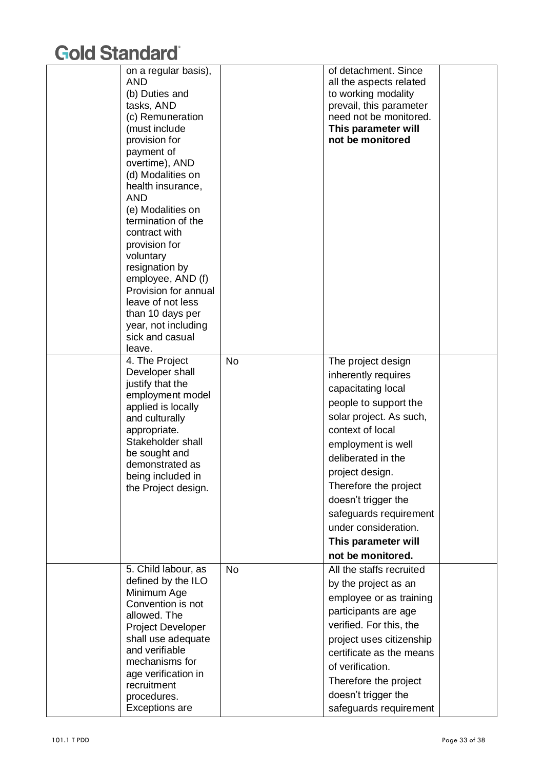| | | | | |
|---|---|---|---|---|
| | on a regular basis), AND (b) Duties and tasks, AND (c) Remuneration (must include provision for payment of overtime), AND (d) Modalities on health insurance, AND (e) Modalities on termination of the contract with provision for voluntary resignation by employee, AND (f) Provision for annual leave of not less than 10 days per year, not including sick and casual leave. | | of detachment. Since all the aspects related to working modality prevail, this parameter need not be monitored. **This parameter will not be monitored** | |
| | 4. The Project Developer shall justify that the employment model applied is locally and culturally appropriate. Stakeholder shall be sought and demonstrated as being included in the Project design. | No | The project design inherently requires capacitating local people to support the solar project. As such, context of local employment is well deliberated in the project design. Therefore the project doesn't trigger the safeguards requirement under consideration. **This parameter will not be monitored.** | |
| | 5. Child labour, as defined by the ILO Minimum Age Convention is not allowed. The Project Developer shall use adequate and verifiable mechanisms for age verification in recruitment procedures. Exceptions are | No | All the staffs recruited by the project as an employee or as training participants are age verified. For this, the project uses citizenship certificate as the means of verification. Therefore the project doesn't trigger the safeguards requirement | |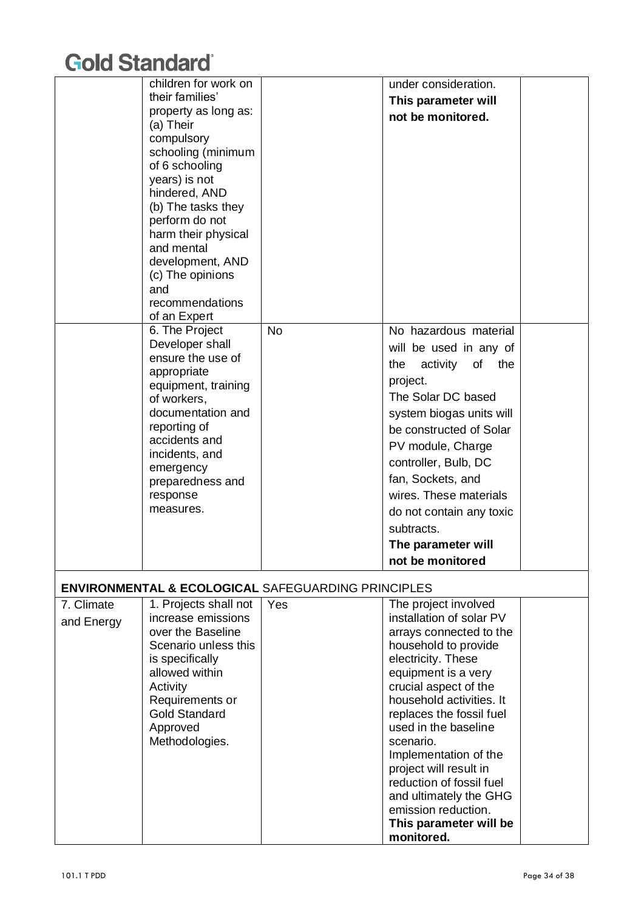| | | | | |
|---|---|---|---|---|
| | children for work on their families' property as long as: (a) Their compulsory schooling (minimum of 6 schooling years) is not hindered, AND (b) The tasks they perform do not harm their physical and mental development, AND (c) The opinions and recommendations of an Expert | | under consideration. **This parameter will not be monitored.** | |
| | 6. The Project Developer shall ensure the use of appropriate equipment, training of workers, documentation and reporting of accidents and incidents, and emergency preparedness and response measures. | No | No hazardous material will be used in any of the activity of the project. The Solar DC based system biogas units will be constructed of Solar PV module, Charge controller, Bulb, DC fan, Sockets, and wires. These materials do not contain any toxic subtracts. **The parameter will not be monitored** | |

**ENVIRONMENTAL & ECOLOGICAL** SAFEGUARDING PRINCIPLES

| | | | | |
|---|---|---|---|---|
| 7. Climate and Energy | 1. Projects shall not increase emissions over the Baseline Scenario unless this is specifically allowed within Activity Requirements or Gold Standard Approved Methodologies. | Yes | The project involved installation of solar PV arrays connected to the household to provide electricity. These equipment is a very crucial aspect of the household activities. It replaces the fossil fuel used in the baseline scenario. Implementation of the project will result in reduction of fossil fuel and ultimately the GHG emission reduction. **This parameter will be monitored.** | |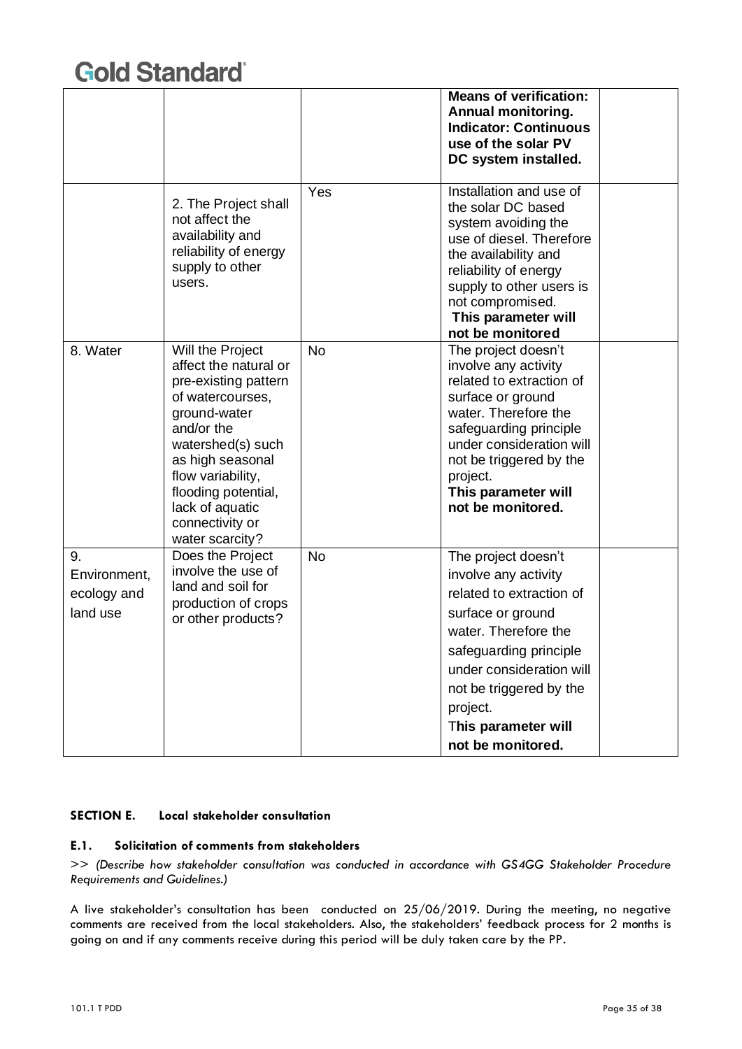|  |  |  | **Means of verification: Annual monitoring. Indicator: Continuous use of the solar PV DC system installed.** |  |
|---|---|---|---|---|
|  | 2. The Project shall not affect the availability and reliability of energy supply to other users. | Yes | Installation and use of the solar DC based system avoiding the use of diesel. Therefore the availability and reliability of energy supply to other users is not compromised. **This parameter will not be monitored** |  |
| 8. Water | Will the Project affect the natural or pre-existing pattern of watercourses, ground-water and/or the watershed(s) such as high seasonal flow variability, flooding potential, lack of aquatic connectivity or water scarcity? | No | The project doesn't involve any activity related to extraction of surface or ground water. Therefore the safeguarding principle under consideration will not be triggered by the project. **This parameter will not be monitored.** |  |
| 9. Environment, ecology and land use | Does the Project involve the use of land and soil for production of crops or other products? | No | The project doesn't involve any activity related to extraction of surface or ground water. Therefore the safeguarding principle under consideration will not be triggered by the project. **This parameter will not be monitored.** |  |

### SECTION E. Local stakeholder consultation

#### E.1. Solicitation of comments from stakeholders

>> *(Describe how stakeholder consultation was conducted in accordance with GS4GG Stakeholder Procedure Requirements and Guidelines.)*

A live stakeholder's consultation has been conducted on 25/06/2019. During the meeting, no negative comments are received from the local stakeholders. Also, the stakeholders' feedback process for 2 months is going on and if any comments receive during this period will be duly taken care by the PP.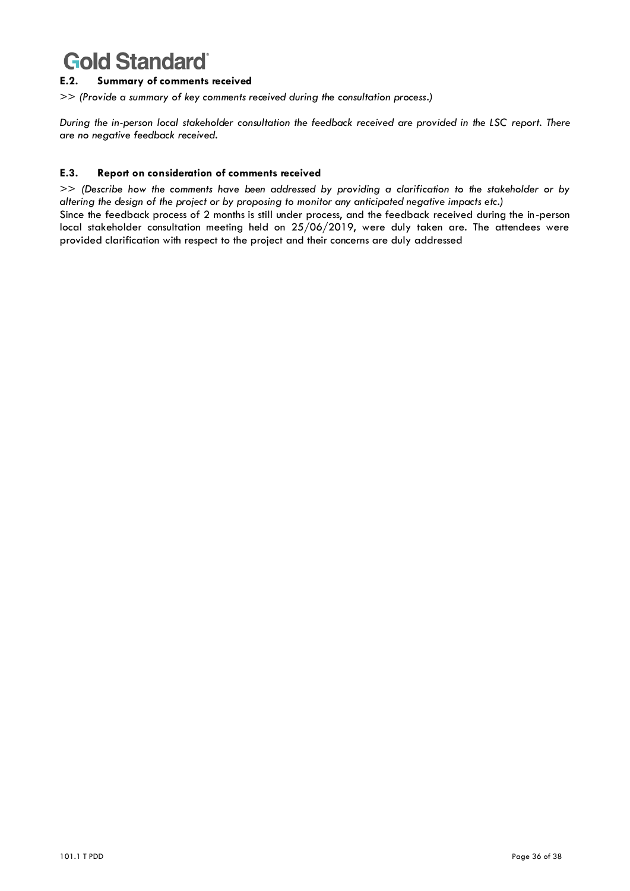### E.2. Summary of comments received

*>> (Provide a summary of key comments received during the consultation process.)*

*During the in-person local stakeholder consultation the feedback received are provided in the LSC report. There are no negative feedback received.*

### E.3. Report on consideration of comments received

*>> (Describe how the comments have been addressed by providing a clarification to the stakeholder or by altering the design of the project or by proposing to monitor any anticipated negative impacts etc.)*

Since the feedback process of 2 months is still under process, and the feedback received during the in-person local stakeholder consultation meeting held on 25/06/2019, were duly taken are. The attendees were provided clarification with respect to the project and their concerns are duly addressed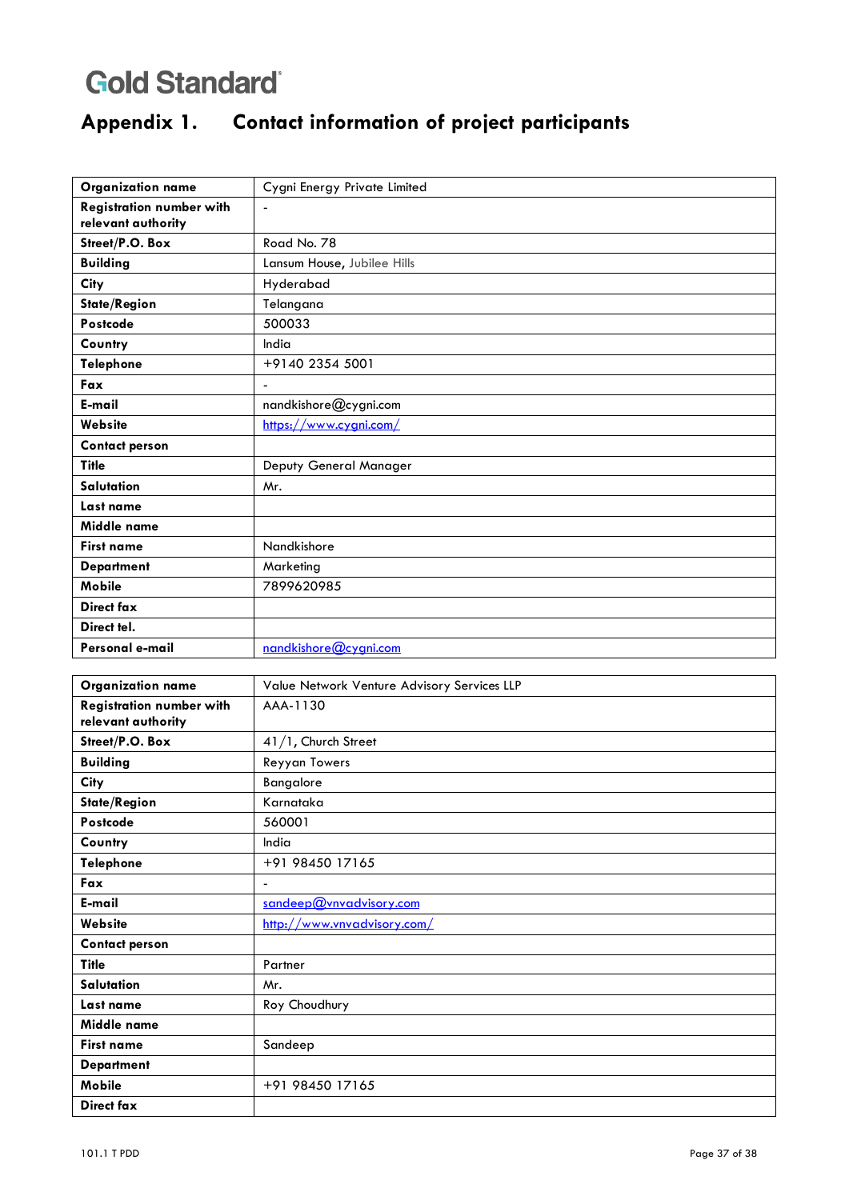# Appendix 1. Contact information of project participants

| Organization name | Cygni Energy Private Limited |
|---|---|
| Registration number with relevant authority | - |
| Street/P.O. Box | Road No. 78 |
| Building | Lansum House, Jubilee Hills |
| City | Hyderabad |
| State/Region | Telangana |
| Postcode | 500033 |
| Country | India |
| Telephone | +9140 2354 5001 |
| Fax | - |
| E-mail | nandkishore@cygni.com |
| Website | https://www.cygni.com/ |
| Contact person | |
| Title | Deputy General Manager |
| Salutation | Mr. |
| Last name | |
| Middle name | |
| First name | Nandkishore |
| Department | Marketing |
| Mobile | 7899620985 |
| Direct fax | |
| Direct tel. | |
| Personal e-mail | nandkishore@cygni.com |

| Organization name | Value Network Venture Advisory Services LLP |
|---|---|
| Registration number with relevant authority | AAA-1130 |
| Street/P.O. Box | 41/1, Church Street |
| Building | Reyyan Towers |
| City | Bangalore |
| State/Region | Karnataka |
| Postcode | 560001 |
| Country | India |
| Telephone | +91 98450 17165 |
| Fax | - |
| E-mail | sandeep@vnvadvisory.com |
| Website | http://www.vnvadvisory.com/ |
| Contact person | |
| Title | Partner |
| Salutation | Mr. |
| Last name | Roy Choudhury |
| Middle name | |
| First name | Sandeep |
| Department | |
| Mobile | +91 98450 17165 |
| Direct fax | |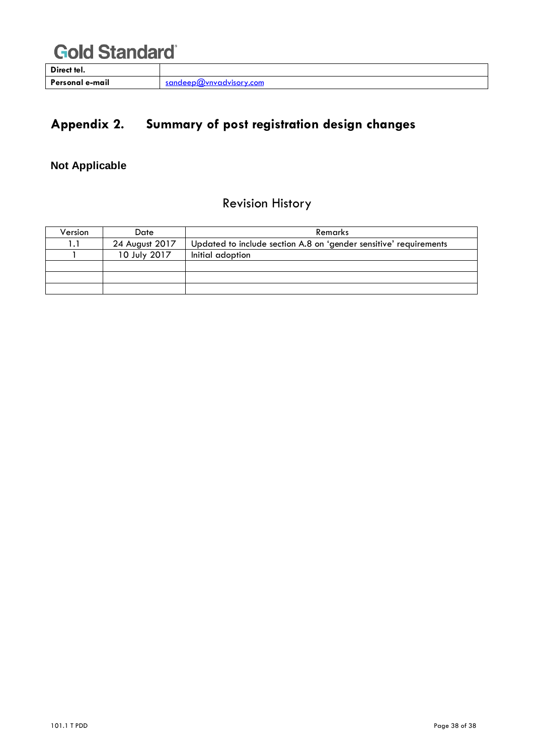| | |
|---|---|
| **Direct tel.** | |
| **Personal e-mail** | sandeep@vnvadvisory.com |

# Appendix 2. Summary of post registration design changes

**Not Applicable**

## Revision History

| Version | Date | Remarks |
|---|---|---|
| 1.1 | 24 August 2017 | Updated to include section A.8 on 'gender sensitive' requirements |
| 1 | 10 July 2017 | Initial adoption |
| | | |
| | | |
| | | |